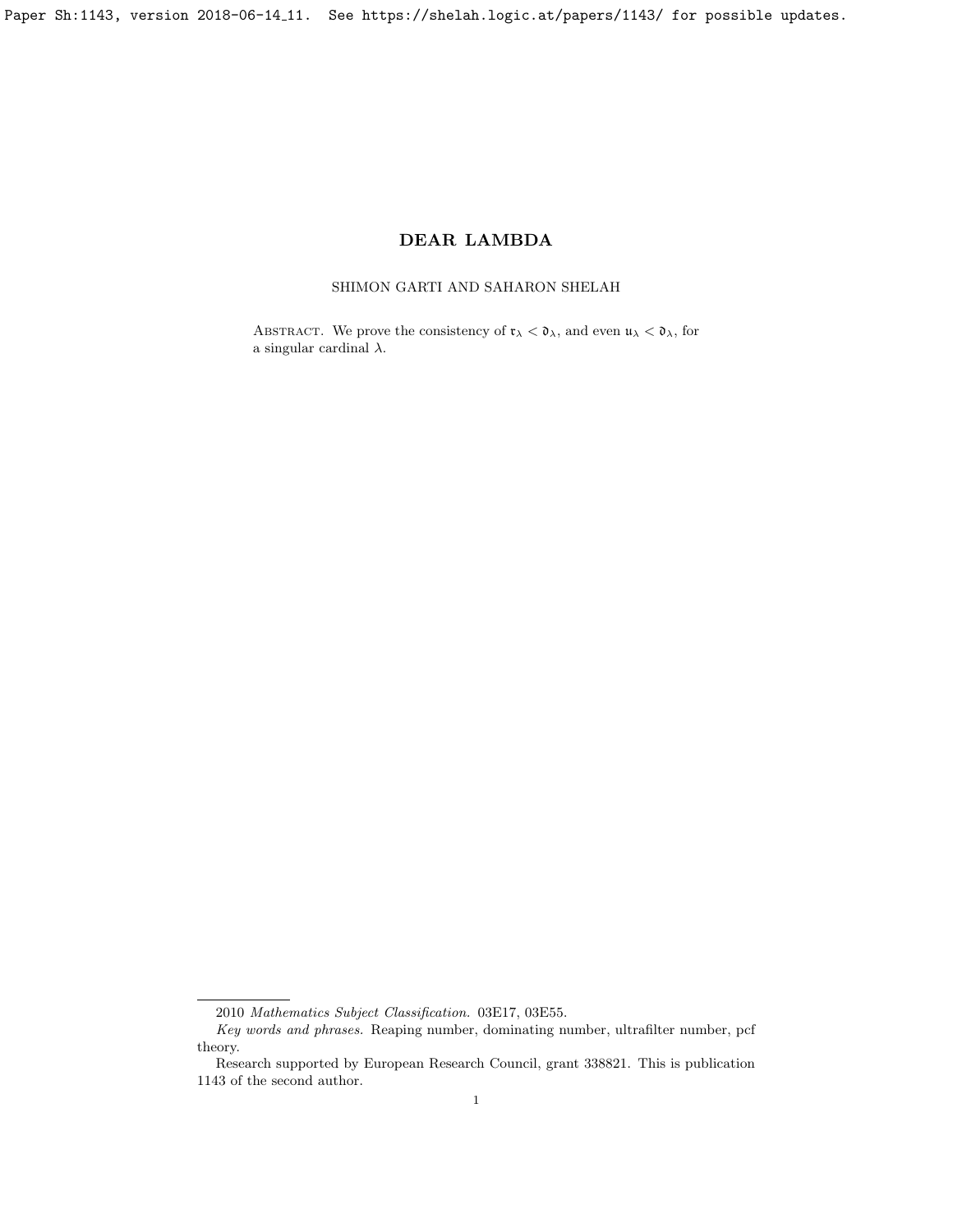# DEAR LAMBDA

SHIMON GARTI AND SAHARON SHELAH

Abstract. We prove the consistency of $\mathfrak{r}_\lambda < \mathfrak{d}_\lambda$, and even $\mathfrak{u}_\lambda < \mathfrak{d}_\lambda$, for a singular cardinal $\lambda$.

---

2010 *Mathematics Subject Classification.* 03E17, 03E55.

*Key words and phrases.* Reaping number, dominating number, ultrafilter number, pcf theory.

Research supported by European Research Council, grant 338821. This is publication 1143 of the second author.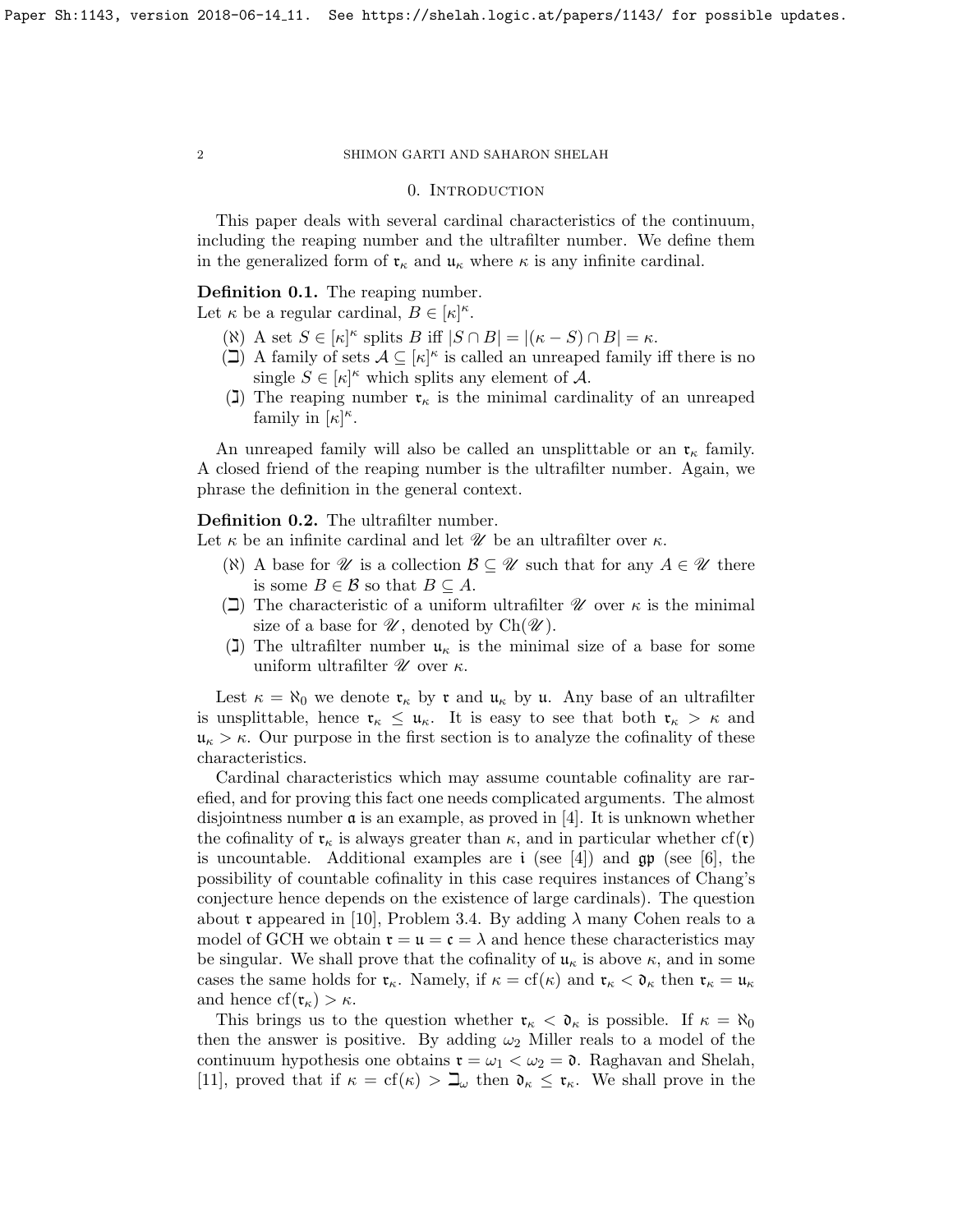## 0. Introduction

This paper deals with several cardinal characteristics of the continuum, including the reaping number and the ultrafilter number. We define them in the generalized form of $\mathfrak{r}_\kappa$ and $\mathfrak{u}_\kappa$ where $\kappa$ is any infinite cardinal.

**Definition 0.1.** The reaping number.
Let $\kappa$ be a regular cardinal, $B \in [\kappa]^\kappa$.

- ($\aleph$) A set $S \in [\kappa]^\kappa$ splits $B$ iff $|S \cap B| = |(\kappa - S) \cap B| = \kappa$.
- ($\beth$) A family of sets $\mathcal{A} \subseteq [\kappa]^\kappa$ is called an unreaped family iff there is no single $S \in [\kappa]^\kappa$ which splits any element of $\mathcal{A}$.
- ($\gimel$) The reaping number $\mathfrak{r}_\kappa$ is the minimal cardinality of an unreaped family in $[\kappa]^\kappa$.

An unreaped family will also be called an unsplittable or an $\mathfrak{r}_\kappa$ family. A closed friend of the reaping number is the ultrafilter number. Again, we phrase the definition in the general context.

**Definition 0.2.** The ultrafilter number.
Let $\kappa$ be an infinite cardinal and let $\mathscr{U}$ be an ultrafilter over $\kappa$.

- ($\aleph$) A base for $\mathscr{U}$ is a collection $\mathcal{B} \subseteq \mathscr{U}$ such that for any $A \in \mathscr{U}$ there is some $B \in \mathcal{B}$ so that $B \subseteq A$.
- ($\beth$) The characteristic of a uniform ultrafilter $\mathscr{U}$ over $\kappa$ is the minimal size of a base for $\mathscr{U}$, denoted by $\mathrm{Ch}(\mathscr{U})$.
- ($\gimel$) The ultrafilter number $\mathfrak{u}_\kappa$ is the minimal size of a base for some uniform ultrafilter $\mathscr{U}$ over $\kappa$.

Lest $\kappa = \aleph_0$ we denote $\mathfrak{r}_\kappa$ by $\mathfrak{r}$ and $\mathfrak{u}_\kappa$ by $\mathfrak{u}$. Any base of an ultrafilter is unsplittable, hence $\mathfrak{r}_\kappa \leq \mathfrak{u}_\kappa$. It is easy to see that both $\mathfrak{r}_\kappa > \kappa$ and $\mathfrak{u}_\kappa > \kappa$. Our purpose in the first section is to analyze the cofinality of these characteristics.

Cardinal characteristics which may assume countable cofinality are rarefied, and for proving this fact one needs complicated arguments. The almost disjointness number $\mathfrak{a}$ is an example, as proved in [4]. It is unknown whether the cofinality of $\mathfrak{r}_\kappa$ is always greater than $\kappa$, and in particular whether $\mathrm{cf}(\mathfrak{r})$ is uncountable. Additional examples are $\mathfrak{i}$ (see [4]) and $\mathfrak{gp}$ (see [6], the possibility of countable cofinality in this case requires instances of Chang's conjecture hence depends on the existence of large cardinals). The question about $\mathfrak{r}$ appeared in [10], Problem 3.4. By adding $\lambda$ many Cohen reals to a model of GCH we obtain $\mathfrak{r} = \mathfrak{u} = \mathfrak{c} = \lambda$ and hence these characteristics may be singular. We shall prove that the cofinality of $\mathfrak{u}_\kappa$ is above $\kappa$, and in some cases the same holds for $\mathfrak{r}_\kappa$. Namely, if $\kappa = \mathrm{cf}(\kappa)$ and $\mathfrak{r}_\kappa < \mathfrak{d}_\kappa$ then $\mathfrak{r}_\kappa = \mathfrak{u}_\kappa$ and hence $\mathrm{cf}(\mathfrak{r}_\kappa) > \kappa$.

This brings us to the question whether $\mathfrak{r}_\kappa < \mathfrak{d}_\kappa$ is possible. If $\kappa = \aleph_0$ then the answer is positive. By adding $\omega_2$ Miller reals to a model of the continuum hypothesis one obtains $\mathfrak{r} = \omega_1 < \omega_2 = \mathfrak{d}$. Raghavan and Shelah, [11], proved that if $\kappa = \mathrm{cf}(\kappa) > \beth_\omega$ then $\mathfrak{d}_\kappa \leq \mathfrak{r}_\kappa$. We shall prove in the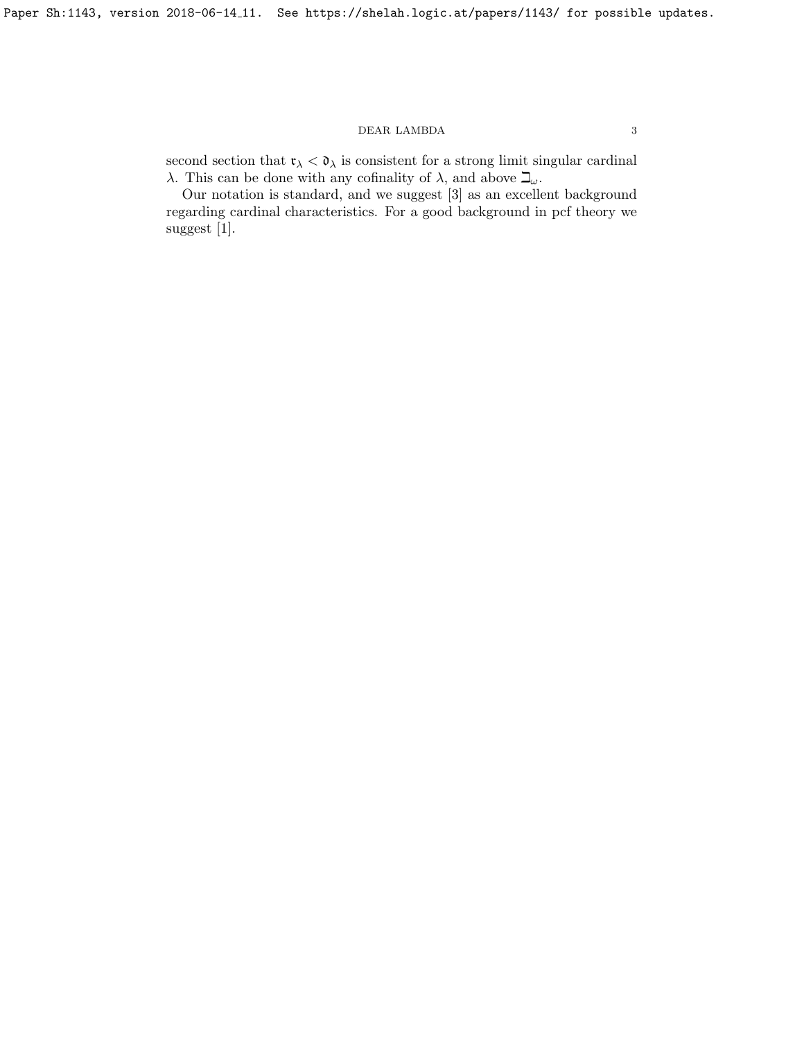second section that $\mathfrak{r}_\lambda < \mathfrak{d}_\lambda$ is consistent for a strong limit singular cardinal $\lambda$. This can be done with any cofinality of $\lambda$, and above $\beth_\omega$.

Our notation is standard, and we suggest [3] as an excellent background regarding cardinal characteristics. For a good background in pcf theory we suggest [1].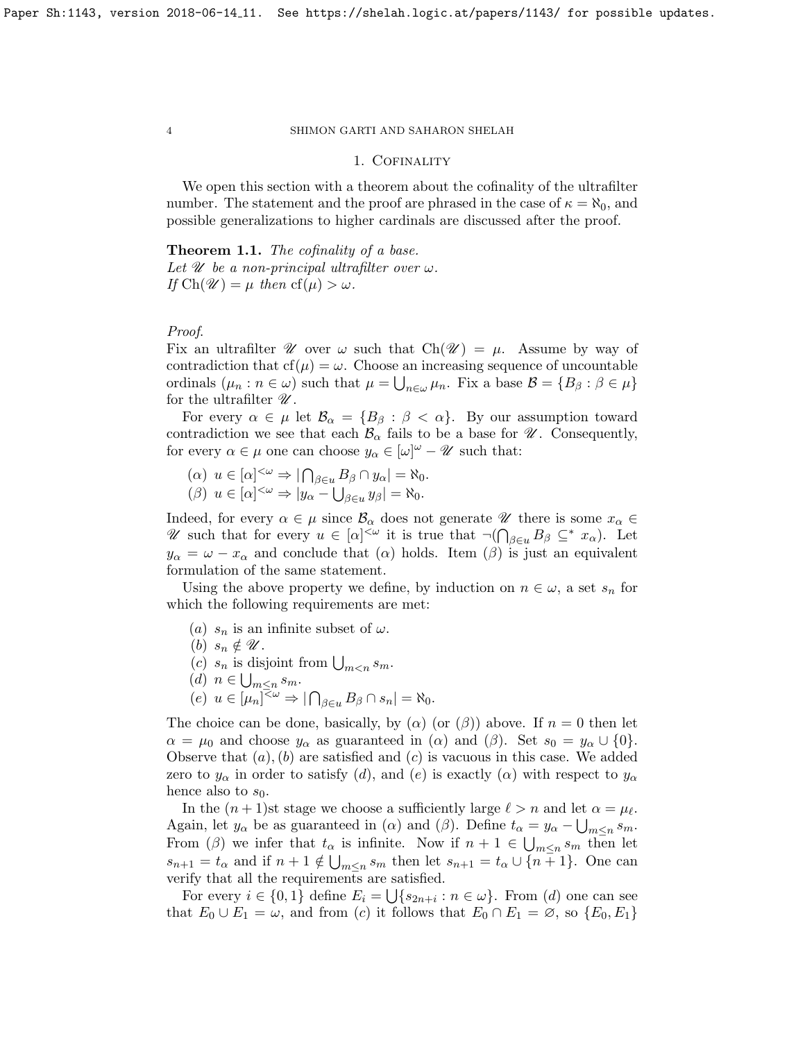## 1. Cofinality

We open this section with a theorem about the cofinality of the ultrafilter number. The statement and the proof are phrased in the case of $\kappa = \aleph_0$, and possible generalizations to higher cardinals are discussed after the proof.

**Theorem 1.1.** *The cofinality of a base.*
*Let $\mathscr{U}$ be a non-principal ultrafilter over $\omega$.*
*If $\mathrm{Ch}(\mathscr{U}) = \mu$ then $\mathrm{cf}(\mu) > \omega$.*

*Proof.*
Fix an ultrafilter $\mathscr{U}$ over $\omega$ such that $\mathrm{Ch}(\mathscr{U}) = \mu$. Assume by way of contradiction that $\mathrm{cf}(\mu) = \omega$. Choose an increasing sequence of uncountable ordinals $(\mu_n : n \in \omega)$ such that $\mu = \bigcup_{n\in\omega} \mu_n$. Fix a base $\mathcal{B} = \{B_\beta : \beta \in \mu\}$ for the ultrafilter $\mathscr{U}$.

For every $\alpha \in \mu$ let $\mathcal{B}_\alpha = \{B_\beta : \beta < \alpha\}$. By our assumption toward contradiction we see that each $\mathcal{B}_\alpha$ fails to be a base for $\mathscr{U}$. Consequently, for every $\alpha \in \mu$ one can choose $y_\alpha \in [\omega]^\omega - \mathscr{U}$ such that:

- $(\alpha)$ $u \in [\alpha]^{<\omega} \Rightarrow |\bigcap_{\beta\in u} B_\beta \cap y_\alpha| = \aleph_0$.
- $(\beta)$ $u \in [\alpha]^{<\omega} \Rightarrow |y_\alpha - \bigcup_{\beta\in u} y_\beta| = \aleph_0$.

Indeed, for every $\alpha \in \mu$ since $\mathcal{B}_\alpha$ does not generate $\mathscr{U}$ there is some $x_\alpha \in \mathscr{U}$ such that for every $u \in [\alpha]^{<\omega}$ it is true that $\neg(\bigcap_{\beta\in u} B_\beta \subseteq^* x_\alpha)$. Let $y_\alpha = \omega - x_\alpha$ and conclude that $(\alpha)$ holds. Item $(\beta)$ is just an equivalent formulation of the same statement.

Using the above property we define, by induction on $n \in \omega$, a set $s_n$ for which the following requirements are met:

- $(a)$ $s_n$ is an infinite subset of $\omega$.
- $(b)$ $s_n \notin \mathscr{U}$.
- $(c)$ $s_n$ is disjoint from $\bigcup_{m<n} s_m$.
- $(d)$ $n \in \bigcup_{m\leq n} s_m$.
- $(e)$ $u \in [\mu_n]^{<\omega} \Rightarrow |\bigcap_{\beta\in u} B_\beta \cap s_n| = \aleph_0$.

The choice can be done, basically, by $(\alpha)$ (or $(\beta)$) above. If $n = 0$ then let $\alpha = \mu_0$ and choose $y_\alpha$ as guaranteed in $(\alpha)$ and $(\beta)$. Set $s_0 = y_\alpha \cup \{0\}$. Observe that $(a), (b)$ are satisfied and $(c)$ is vacuous in this case. We added zero to $y_\alpha$ in order to satisfy $(d)$, and $(e)$ is exactly $(\alpha)$ with respect to $y_\alpha$ hence also to $s_0$.

In the $(n+1)$st stage we choose a sufficiently large $\ell > n$ and let $\alpha = \mu_\ell$. Again, let $y_\alpha$ be as guaranteed in $(\alpha)$ and $(\beta)$. Define $t_\alpha = y_\alpha - \bigcup_{m\leq n} s_m$. From $(\beta)$ we infer that $t_\alpha$ is infinite. Now if $n+1 \in \bigcup_{m\leq n} s_m$ then let $s_{n+1} = t_\alpha$ and if $n+1 \notin \bigcup_{m\leq n} s_m$ then let $s_{n+1} = t_\alpha \cup \{n+1\}$. One can verify that all the requirements are satisfied.

For every $i \in \{0, 1\}$ define $E_i = \bigcup\{s_{2n+i} : n \in \omega\}$. From $(d)$ one can see that $E_0 \cup E_1 = \omega$, and from $(c)$ it follows that $E_0 \cap E_1 = \varnothing$, so $\{E_0, E_1\}$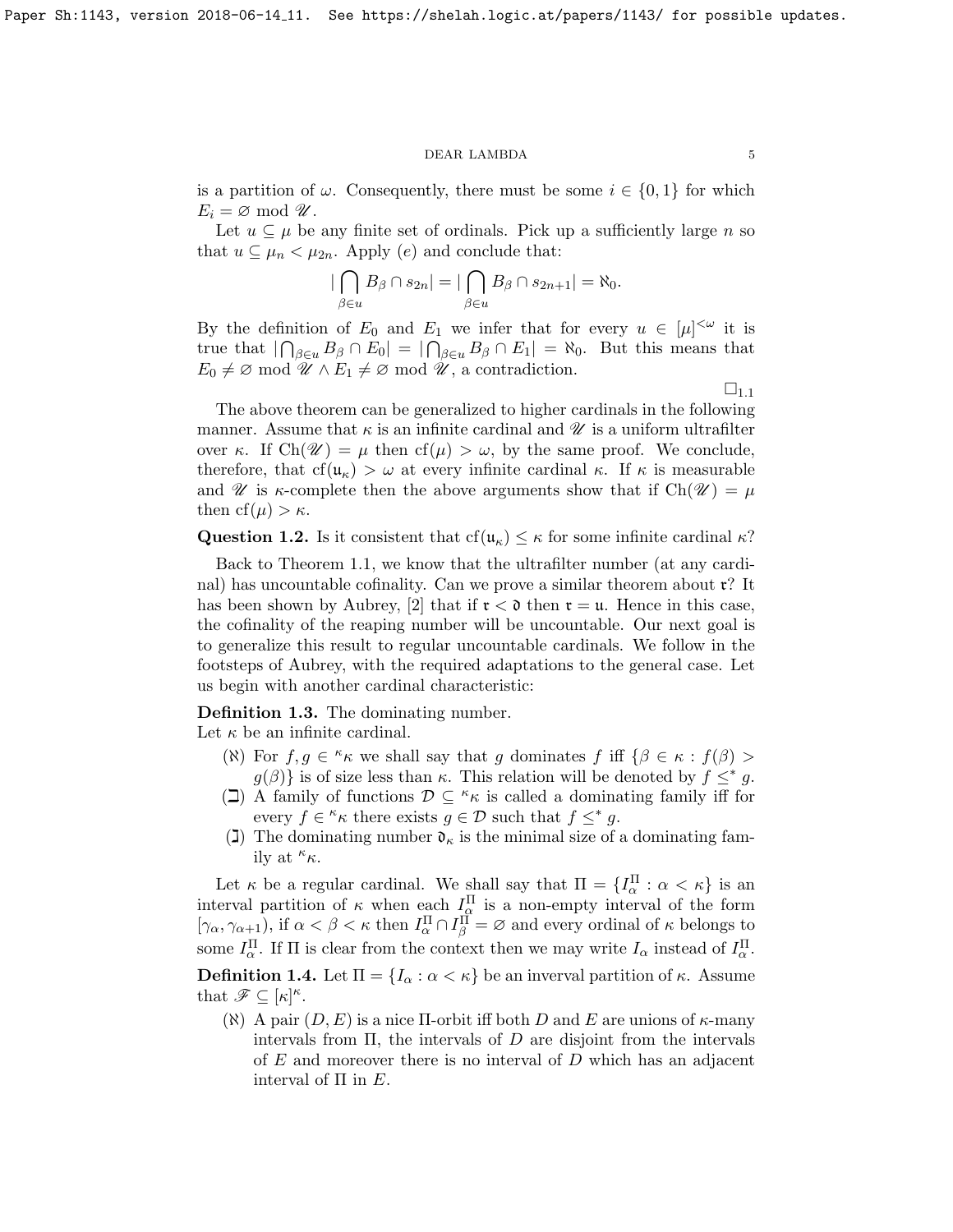is a partition of $\omega$. Consequently, there must be some $i \in \{0,1\}$ for which $E_i = \varnothing \bmod \mathscr{U}$.

Let $u \subseteq \mu$ be any finite set of ordinals. Pick up a sufficiently large $n$ so that $u \subseteq \mu_n < \mu_{2n}$. Apply $(e)$ and conclude that:

$$|\bigcap_{\beta \in u} B_\beta \cap s_{2n}| = |\bigcap_{\beta \in u} B_\beta \cap s_{2n+1}| = \aleph_0.$$

By the definition of $E_0$ and $E_1$ we infer that for every $u \in [\mu]^{<\omega}$ it is true that $|\bigcap_{\beta \in u} B_\beta \cap E_0| = |\bigcap_{\beta \in u} B_\beta \cap E_1| = \aleph_0$. But this means that $E_0 \neq \varnothing \bmod \mathscr{U} \wedge E_1 \neq \varnothing \bmod \mathscr{U}$, a contradiction.

$\square_{1.1}$

The above theorem can be generalized to higher cardinals in the following manner. Assume that $\kappa$ is an infinite cardinal and $\mathscr{U}$ is a uniform ultrafilter over $\kappa$. If $\mathrm{Ch}(\mathscr{U}) = \mu$ then $\mathrm{cf}(\mu) > \omega$, by the same proof. We conclude, therefore, that $\mathrm{cf}(\mathfrak{u}_\kappa) > \omega$ at every infinite cardinal $\kappa$. If $\kappa$ is measurable and $\mathscr{U}$ is $\kappa$-complete then the above arguments show that if $\mathrm{Ch}(\mathscr{U}) = \mu$ then $\mathrm{cf}(\mu) > \kappa$.

**Question 1.2.** Is it consistent that $\mathrm{cf}(\mathfrak{u}_\kappa) \leq \kappa$ for some infinite cardinal $\kappa$?

Back to Theorem 1.1, we know that the ultrafilter number (at any cardinal) has uncountable cofinality. Can we prove a similar theorem about $\mathfrak{r}$? It has been shown by Aubrey, [2] that if $\mathfrak{r} < \mathfrak{d}$ then $\mathfrak{r} = \mathfrak{u}$. Hence in this case, the cofinality of the reaping number will be uncountable. Our next goal is to generalize this result to regular uncountable cardinals. We follow in the footsteps of Aubrey, with the required adaptations to the general case. Let us begin with another cardinal characteristic:

**Definition 1.3.** The dominating number.
Let $\kappa$ be an infinite cardinal.

- $(\aleph)$ For $f, g \in {}^\kappa\kappa$ we shall say that $g$ dominates $f$ iff $\{\beta \in \kappa : f(\beta) > g(\beta)\}$ is of size less than $\kappa$. This relation will be denoted by $f \leq^* g$.
- $(\beth)$ A family of functions $\mathcal{D} \subseteq {}^\kappa\kappa$ is called a dominating family iff for every $f \in {}^\kappa\kappa$ there exists $g \in \mathcal{D}$ such that $f \leq^* g$.
- $(\gimel)$ The dominating number $\mathfrak{d}_\kappa$ is the minimal size of a dominating family at ${}^\kappa\kappa$.

Let $\kappa$ be a regular cardinal. We shall say that $\Pi = \{I_\alpha^\Pi : \alpha < \kappa\}$ is an interval partition of $\kappa$ when each $I_\alpha^\Pi$ is a non-empty interval of the form $[\gamma_\alpha, \gamma_{\alpha+1})$, if $\alpha < \beta < \kappa$ then $I_\alpha^\Pi \cap I_\beta^\Pi = \varnothing$ and every ordinal of $\kappa$ belongs to some $I_\alpha^\Pi$. If $\Pi$ is clear from the context then we may write $I_\alpha$ instead of $I_\alpha^\Pi$.

**Definition 1.4.** Let $\Pi = \{I_\alpha : \alpha < \kappa\}$ be an inverval partition of $\kappa$. Assume that $\mathscr{F} \subseteq [\kappa]^\kappa$.

- $(\aleph)$ A pair $(D, E)$ is a nice $\Pi$-orbit iff both $D$ and $E$ are unions of $\kappa$-many intervals from $\Pi$, the intervals of $D$ are disjoint from the intervals of $E$ and moreover there is no interval of $D$ which has an adjacent interval of $\Pi$ in $E$.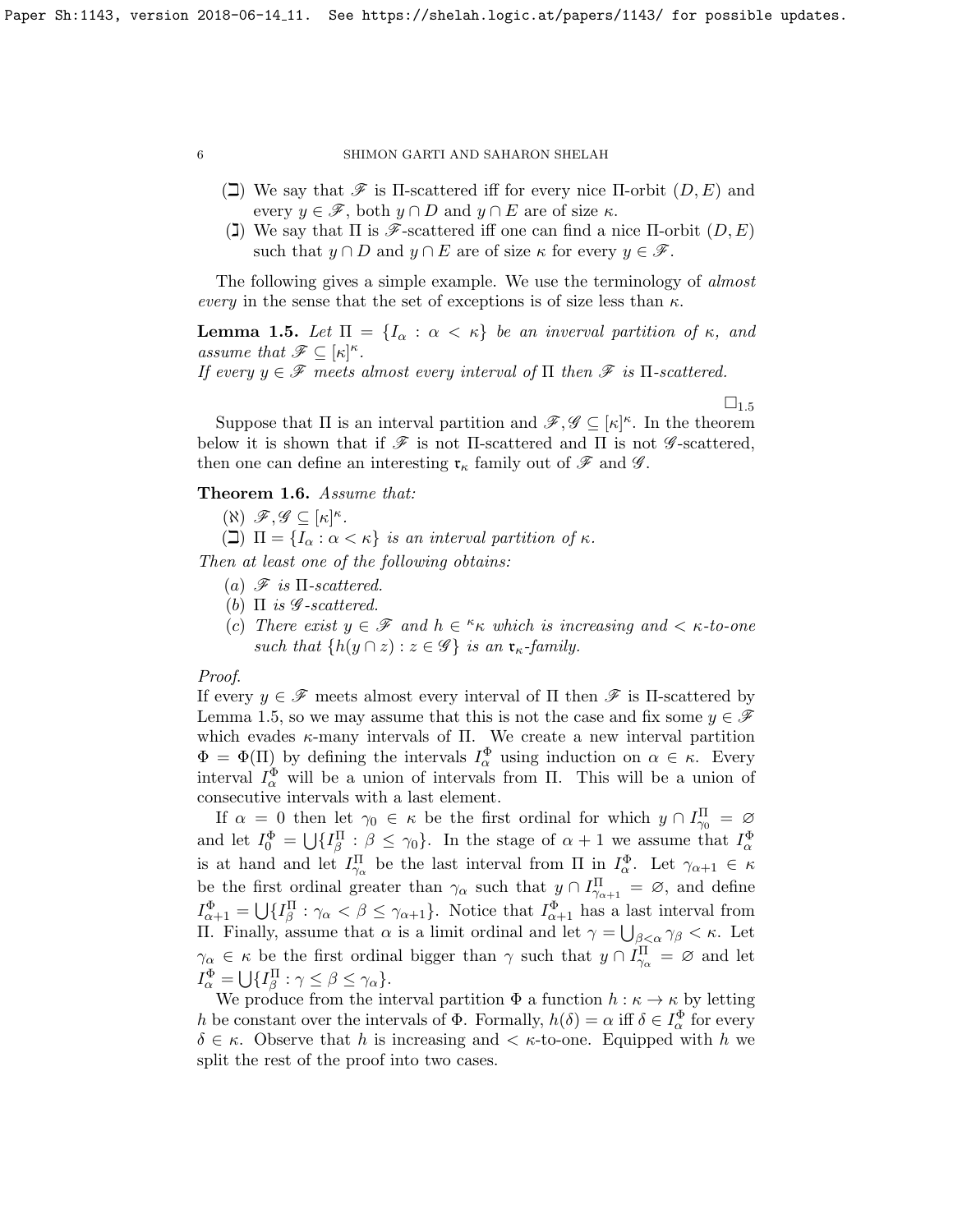(ב) We say that $\mathscr{F}$ is $\Pi$-scattered iff for every nice $\Pi$-orbit $(D, E)$ and every $y \in \mathscr{F}$, both $y \cap D$ and $y \cap E$ are of size $\kappa$.

(ג) We say that $\Pi$ is $\mathscr{F}$-scattered iff one can find a nice $\Pi$-orbit $(D, E)$ such that $y \cap D$ and $y \cap E$ are of size $\kappa$ for every $y \in \mathscr{F}$.

The following gives a simple example. We use the terminology of *almost every* in the sense that the set of exceptions is of size less than $\kappa$.

**Lemma 1.5.** *Let $\Pi = \{I_\alpha : \alpha < \kappa\}$ be an inverval partition of $\kappa$, and assume that $\mathscr{F} \subseteq [\kappa]^\kappa$.*
*If every $y \in \mathscr{F}$ meets almost every interval of $\Pi$ then $\mathscr{F}$ is $\Pi$-scattered.*

$\square_{1.5}$

Suppose that $\Pi$ is an interval partition and $\mathscr{F}, \mathscr{G} \subseteq [\kappa]^\kappa$. In the theorem below it is shown that if $\mathscr{F}$ is not $\Pi$-scattered and $\Pi$ is not $\mathscr{G}$-scattered, then one can define an interesting $\mathfrak{r}_\kappa$ family out of $\mathscr{F}$ and $\mathscr{G}$.

**Theorem 1.6.** *Assume that:*

(א) $\mathscr{F}, \mathscr{G} \subseteq [\kappa]^\kappa$.

(ב) $\Pi = \{I_\alpha : \alpha < \kappa\}$ *is an interval partition of* $\kappa$.

*Then at least one of the following obtains:*

(a) $\mathscr{F}$ *is* $\Pi$*-scattered.*

(b) $\Pi$ *is* $\mathscr{G}$*-scattered.*

(c) *There exist $y \in \mathscr{F}$ and $h \in {}^\kappa\kappa$ which is increasing and $< \kappa$-to-one such that $\{h(y \cap z) : z \in \mathscr{G}\}$ is an $\mathfrak{r}_\kappa$-family.*

*Proof.*
If every $y \in \mathscr{F}$ meets almost every interval of $\Pi$ then $\mathscr{F}$ is $\Pi$-scattered by Lemma 1.5, so we may assume that this is not the case and fix some $y \in \mathscr{F}$ which evades $\kappa$-many intervals of $\Pi$. We create a new interval partition $\Phi = \Phi(\Pi)$ by defining the intervals $I^\Phi_\alpha$ using induction on $\alpha \in \kappa$. Every interval $I^\Phi_\alpha$ will be a union of intervals from $\Pi$. This will be a union of consecutive intervals with a last element.

If $\alpha = 0$ then let $\gamma_0 \in \kappa$ be the first ordinal for which $y \cap I^\Pi_{\gamma_0} = \varnothing$ and let $I^\Phi_0 = \bigcup\{I^\Pi_\beta : \beta \leq \gamma_0\}$. In the stage of $\alpha + 1$ we assume that $I^\Phi_\alpha$ is at hand and let $I^\Pi_{\gamma_\alpha}$ be the last interval from $\Pi$ in $I^\Phi_\alpha$. Let $\gamma_{\alpha+1} \in \kappa$ be the first ordinal greater than $\gamma_\alpha$ such that $y \cap I^\Pi_{\gamma_{\alpha+1}} = \varnothing$, and define $I^\Phi_{\alpha+1} = \bigcup\{I^\Pi_\beta : \gamma_\alpha < \beta \leq \gamma_{\alpha+1}\}$. Notice that $I^\Phi_{\alpha+1}$ has a last interval from $\Pi$. Finally, assume that $\alpha$ is a limit ordinal and let $\gamma = \bigcup_{\beta<\alpha} \gamma_\beta < \kappa$. Let $\gamma_\alpha \in \kappa$ be the first ordinal bigger than $\gamma$ such that $y \cap I^\Pi_{\gamma_\alpha} = \varnothing$ and let $I^\Phi_\alpha = \bigcup\{I^\Pi_\beta : \gamma \leq \beta \leq \gamma_\alpha\}$.

We produce from the interval partition $\Phi$ a function $h : \kappa \to \kappa$ by letting $h$ be constant over the intervals of $\Phi$. Formally, $h(\delta) = \alpha$ iff $\delta \in I^\Phi_\alpha$ for every $\delta \in \kappa$. Observe that $h$ is increasing and $< \kappa$-to-one. Equipped with $h$ we split the rest of the proof into two cases.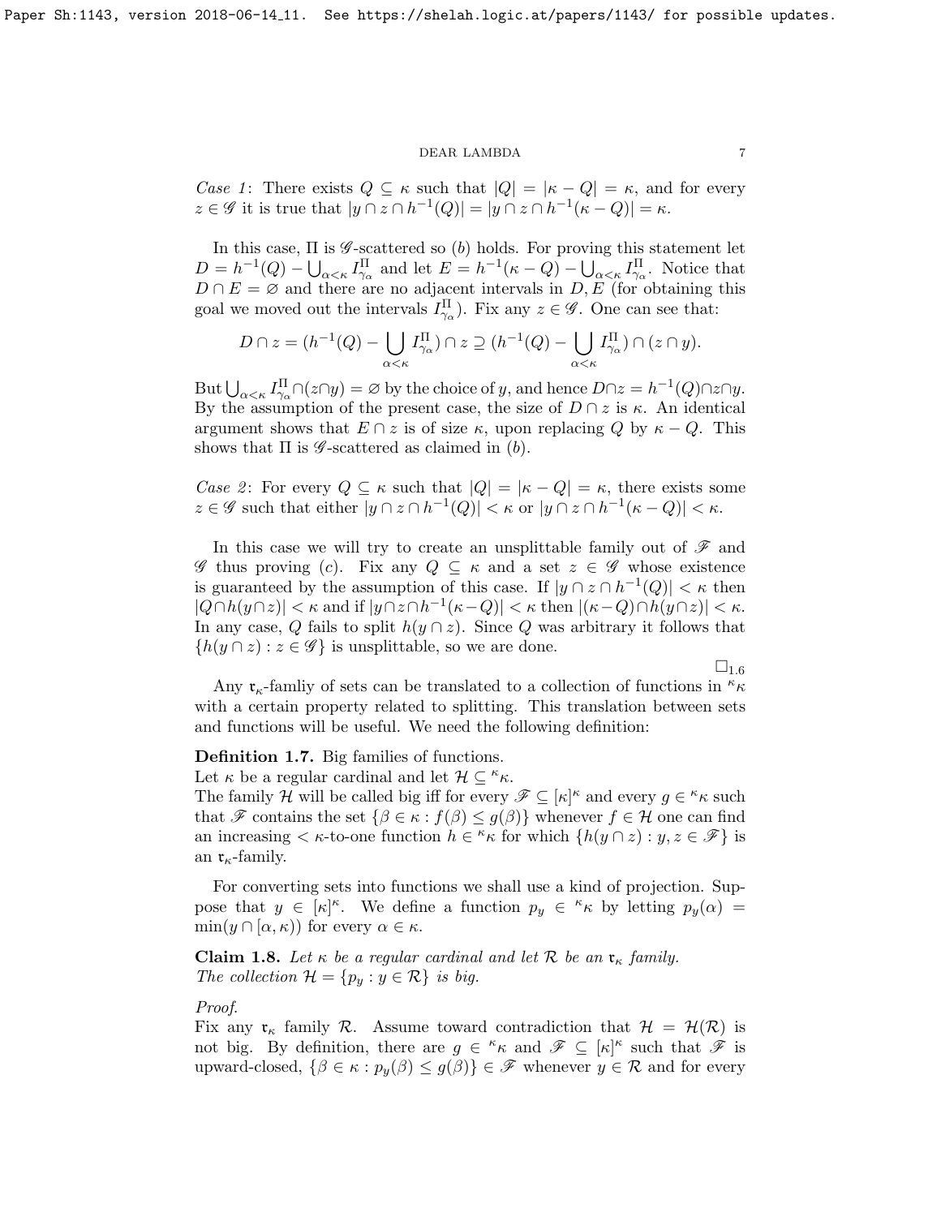*Case 1*: There exists $Q \subseteq \kappa$ such that $|Q| = |\kappa - Q| = \kappa$, and for every $z \in \mathscr{G}$ it is true that $|y \cap z \cap h^{-1}(Q)| = |y \cap z \cap h^{-1}(\kappa - Q)| = \kappa$.

In this case, $\Pi$ is $\mathscr{G}$-scattered so $(b)$ holds. For proving this statement let $D = h^{-1}(Q) - \bigcup_{\alpha<\kappa} I^{\Pi}_{\gamma_\alpha}$ and let $E = h^{-1}(\kappa - Q) - \bigcup_{\alpha<\kappa} I^{\Pi}_{\gamma_\alpha}$. Notice that $D \cap E = \varnothing$ and there are no adjacent intervals in $D, E$ (for obtaining this goal we moved out the intervals $I^{\Pi}_{\gamma_\alpha}$). Fix any $z \in \mathscr{G}$. One can see that:

$$D \cap z = (h^{-1}(Q) - \bigcup_{\alpha<\kappa} I^{\Pi}_{\gamma_\alpha}) \cap z \supseteq (h^{-1}(Q) - \bigcup_{\alpha<\kappa} I^{\Pi}_{\gamma_\alpha}) \cap (z \cap y).$$

But $\bigcup_{\alpha<\kappa} I^{\Pi}_{\gamma_\alpha} \cap (z \cap y) = \varnothing$ by the choice of $y$, and hence $D \cap z = h^{-1}(Q) \cap z \cap y$. By the assumption of the present case, the size of $D \cap z$ is $\kappa$. An identical argument shows that $E \cap z$ is of size $\kappa$, upon replacing $Q$ by $\kappa - Q$. This shows that $\Pi$ is $\mathscr{G}$-scattered as claimed in $(b)$.

*Case 2*: For every $Q \subseteq \kappa$ such that $|Q| = |\kappa - Q| = \kappa$, there exists some $z \in \mathscr{G}$ such that either $|y \cap z \cap h^{-1}(Q)| < \kappa$ or $|y \cap z \cap h^{-1}(\kappa - Q)| < \kappa$.

In this case we will try to create an unsplittable family out of $\mathscr{F}$ and $\mathscr{G}$ thus proving $(c)$. Fix any $Q \subseteq \kappa$ and a set $z \in \mathscr{G}$ whose existence is guaranteed by the assumption of this case. If $|y \cap z \cap h^{-1}(Q)| < \kappa$ then $|Q \cap h(y \cap z)| < \kappa$ and if $|y \cap z \cap h^{-1}(\kappa - Q)| < \kappa$ then $|(\kappa - Q) \cap h(y \cap z)| < \kappa$. In any case, $Q$ fails to split $h(y \cap z)$. Since $Q$ was arbitrary it follows that $\{h(y \cap z) : z \in \mathscr{G}\}$ is unsplittable, so we are done.

$\square_{1.6}$

Any $\mathfrak{r}_\kappa$-famliy of sets can be translated to a collection of functions in ${}^\kappa\kappa$ with a certain property related to splitting. This translation between sets and functions will be useful. We need the following definition:

**Definition 1.7.** Big families of functions.
Let $\kappa$ be a regular cardinal and let $\mathcal{H} \subseteq {}^\kappa\kappa$.
The family $\mathcal{H}$ will be called big iff for every $\mathscr{F} \subseteq [\kappa]^\kappa$ and every $g \in {}^\kappa\kappa$ such that $\mathscr{F}$ contains the set $\{\beta \in \kappa : f(\beta) \leq g(\beta)\}$ whenever $f \in \mathcal{H}$ one can find an increasing $< \kappa$-to-one function $h \in {}^\kappa\kappa$ for which $\{h(y \cap z) : y, z \in \mathscr{F}\}$ is an $\mathfrak{r}_\kappa$-family.

For converting sets into functions we shall use a kind of projection. Suppose that $y \in [\kappa]^\kappa$. We define a function $p_y \in {}^\kappa\kappa$ by letting $p_y(\alpha) = \min(y \cap [\alpha, \kappa))$ for every $\alpha \in \kappa$.

**Claim 1.8.** *Let $\kappa$ be a regular cardinal and let $\mathcal{R}$ be an $\mathfrak{r}_\kappa$ family. The collection $\mathcal{H} = \{p_y : y \in \mathcal{R}\}$ is big.*

*Proof.*
Fix any $\mathfrak{r}_\kappa$ family $\mathcal{R}$. Assume toward contradiction that $\mathcal{H} = \mathcal{H}(\mathcal{R})$ is not big. By definition, there are $g \in {}^\kappa\kappa$ and $\mathscr{F} \subseteq [\kappa]^\kappa$ such that $\mathscr{F}$ is upward-closed, $\{\beta \in \kappa : p_y(\beta) \leq g(\beta)\} \in \mathscr{F}$ whenever $y \in \mathcal{R}$ and for every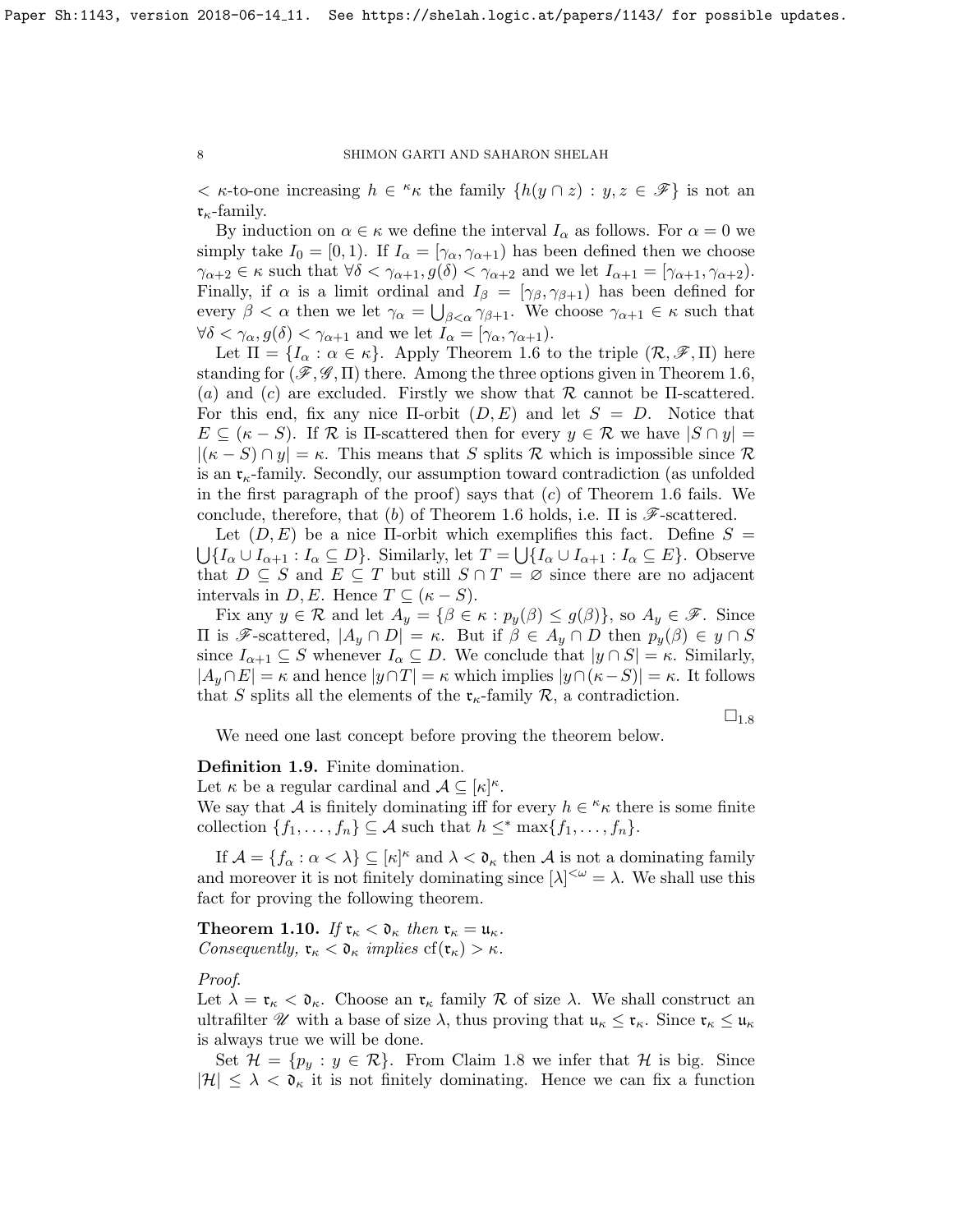$<\kappa$-to-one increasing $h \in {}^\kappa\kappa$ the family $\{h(y \cap z) : y, z \in \mathscr{F}\}$ is not an $\mathfrak{r}_\kappa$-family.

By induction on $\alpha \in \kappa$ we define the interval $I_\alpha$ as follows. For $\alpha = 0$ we simply take $I_0 = [0, 1)$. If $I_\alpha = [\gamma_\alpha, \gamma_{\alpha+1})$ has been defined then we choose $\gamma_{\alpha+2} \in \kappa$ such that $\forall \delta < \gamma_{\alpha+1}, g(\delta) < \gamma_{\alpha+2}$ and we let $I_{\alpha+1} = [\gamma_{\alpha+1}, \gamma_{\alpha+2})$. Finally, if $\alpha$ is a limit ordinal and $I_\beta = [\gamma_\beta, \gamma_{\beta+1})$ has been defined for every $\beta < \alpha$ then we let $\gamma_\alpha = \bigcup_{\beta<\alpha} \gamma_{\beta+1}$. We choose $\gamma_{\alpha+1} \in \kappa$ such that $\forall \delta < \gamma_\alpha, g(\delta) < \gamma_{\alpha+1}$ and we let $I_\alpha = [\gamma_\alpha, \gamma_{\alpha+1})$.

Let $\Pi = \{I_\alpha : \alpha \in \kappa\}$. Apply Theorem 1.6 to the triple $(\mathcal{R}, \mathscr{F}, \Pi)$ here standing for $(\mathscr{F}, \mathscr{G}, \Pi)$ there. Among the three options given in Theorem 1.6, $(a)$ and $(c)$ are excluded. Firstly we show that $\mathcal{R}$ cannot be $\Pi$-scattered. For this end, fix any nice $\Pi$-orbit $(D, E)$ and let $S = D$. Notice that $E \subseteq (\kappa - S)$. If $\mathcal{R}$ is $\Pi$-scattered then for every $y \in \mathcal{R}$ we have $|S \cap y| = |(\kappa - S) \cap y| = \kappa$. This means that $S$ splits $\mathcal{R}$ which is impossible since $\mathcal{R}$ is an $\mathfrak{r}_\kappa$-family. Secondly, our assumption toward contradiction (as unfolded in the first paragraph of the proof) says that $(c)$ of Theorem 1.6 fails. We conclude, therefore, that $(b)$ of Theorem 1.6 holds, i.e. $\Pi$ is $\mathscr{F}$-scattered.

Let $(D, E)$ be a nice $\Pi$-orbit which exemplifies this fact. Define $S = \bigcup\{I_\alpha \cup I_{\alpha+1} : I_\alpha \subseteq D\}$. Similarly, let $T = \bigcup\{I_\alpha \cup I_{\alpha+1} : I_\alpha \subseteq E\}$. Observe that $D \subseteq S$ and $E \subseteq T$ but still $S \cap T = \varnothing$ since there are no adjacent intervals in $D, E$. Hence $T \subseteq (\kappa - S)$.

Fix any $y \in \mathcal{R}$ and let $A_y = \{\beta \in \kappa : p_y(\beta) \leq g(\beta)\}$, so $A_y \in \mathscr{F}$. Since $\Pi$ is $\mathscr{F}$-scattered, $|A_y \cap D| = \kappa$. But if $\beta \in A_y \cap D$ then $p_y(\beta) \in y \cap S$ since $I_{\alpha+1} \subseteq S$ whenever $I_\alpha \subseteq D$. We conclude that $|y \cap S| = \kappa$. Similarly, $|A_y \cap E| = \kappa$ and hence $|y \cap T| = \kappa$ which implies $|y \cap (\kappa - S)| = \kappa$. It follows that $S$ splits all the elements of the $\mathfrak{r}_\kappa$-family $\mathcal{R}$, a contradiction.

$\square_{1.8}$

We need one last concept before proving the theorem below.

**Definition 1.9.** Finite domination.
Let $\kappa$ be a regular cardinal and $\mathcal{A} \subseteq [\kappa]^\kappa$.
We say that $\mathcal{A}$ is finitely dominating iff for every $h \in {}^\kappa\kappa$ there is some finite collection $\{f_1, \ldots, f_n\} \subseteq \mathcal{A}$ such that $h \leq^* \max\{f_1, \ldots, f_n\}$.

If $\mathcal{A} = \{f_\alpha : \alpha < \lambda\} \subseteq [\kappa]^\kappa$ and $\lambda < \mathfrak{d}_\kappa$ then $\mathcal{A}$ is not a dominating family and moreover it is not finitely dominating since $[\lambda]^{<\omega} = \lambda$. We shall use this fact for proving the following theorem.

**Theorem 1.10.** *If $\mathfrak{r}_\kappa < \mathfrak{d}_\kappa$ then $\mathfrak{r}_\kappa = \mathfrak{u}_\kappa$.*
*Consequently, $\mathfrak{r}_\kappa < \mathfrak{d}_\kappa$ implies $\mathrm{cf}(\mathfrak{r}_\kappa) > \kappa$.*

*Proof.*
Let $\lambda = \mathfrak{r}_\kappa < \mathfrak{d}_\kappa$. Choose an $\mathfrak{r}_\kappa$ family $\mathcal{R}$ of size $\lambda$. We shall construct an ultrafilter $\mathscr{U}$ with a base of size $\lambda$, thus proving that $\mathfrak{u}_\kappa \leq \mathfrak{r}_\kappa$. Since $\mathfrak{r}_\kappa \leq \mathfrak{u}_\kappa$ is always true we will be done.

Set $\mathcal{H} = \{p_y : y \in \mathcal{R}\}$. From Claim 1.8 we infer that $\mathcal{H}$ is big. Since $|\mathcal{H}| \leq \lambda < \mathfrak{d}_\kappa$ it is not finitely dominating. Hence we can fix a function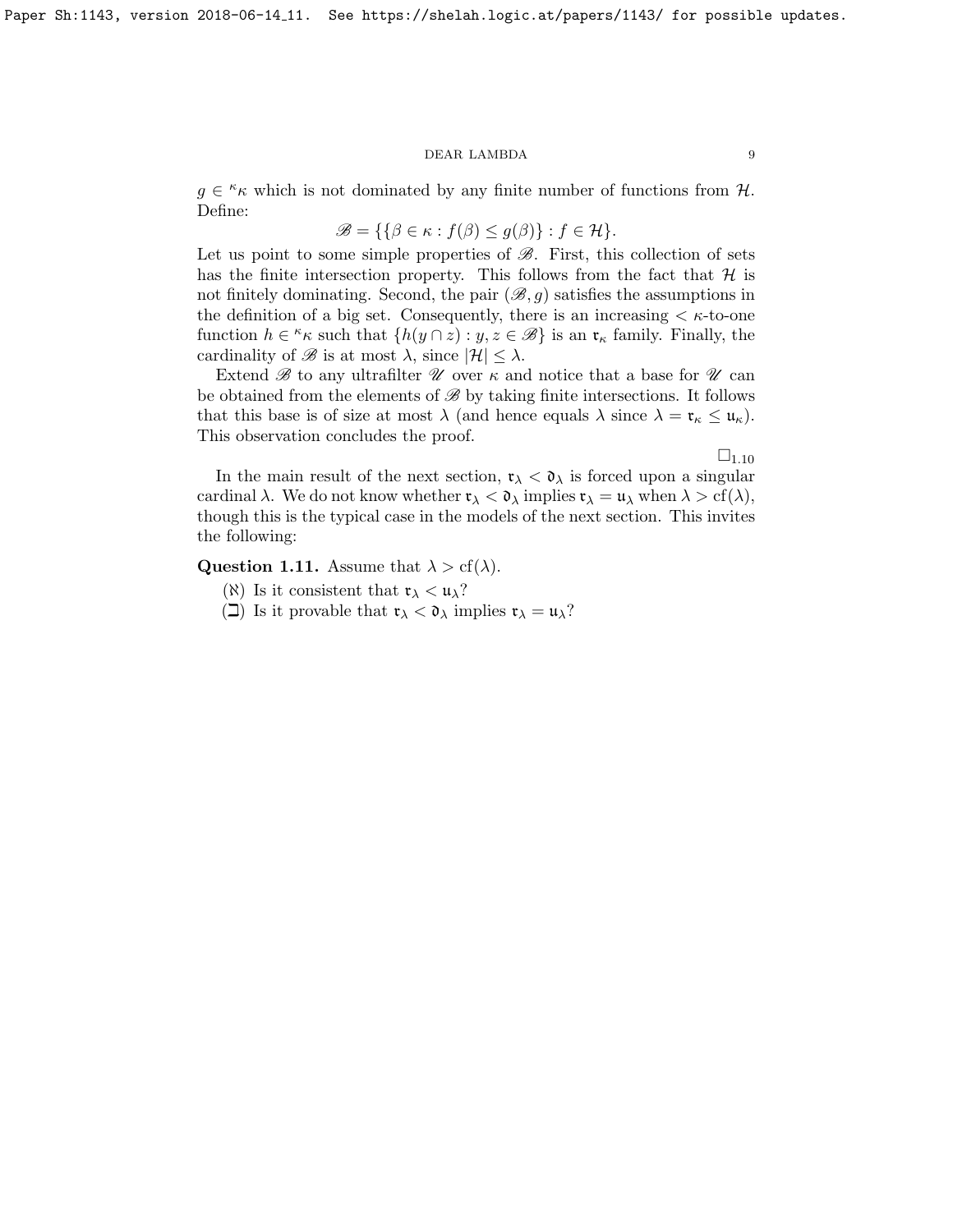$g \in {}^\kappa\kappa$ which is not dominated by any finite number of functions from $\mathcal{H}$. Define:

$$\mathscr{B} = \{\{\beta \in \kappa : f(\beta) \leq g(\beta)\} : f \in \mathcal{H}\}.$$

Let us point to some simple properties of $\mathscr{B}$. First, this collection of sets has the finite intersection property. This follows from the fact that $\mathcal{H}$ is not finitely dominating. Second, the pair $(\mathscr{B}, g)$ satisfies the assumptions in the definition of a big set. Consequently, there is an increasing $< \kappa$-to-one function $h \in {}^\kappa\kappa$ such that $\{h(y \cap z) : y, z \in \mathscr{B}\}$ is an $\mathfrak{r}_\kappa$ family. Finally, the cardinality of $\mathscr{B}$ is at most $\lambda$, since $|\mathcal{H}| \leq \lambda$.

Extend $\mathscr{B}$ to any ultrafilter $\mathscr{U}$ over $\kappa$ and notice that a base for $\mathscr{U}$ can be obtained from the elements of $\mathscr{B}$ by taking finite intersections. It follows that this base is of size at most $\lambda$ (and hence equals $\lambda$ since $\lambda = \mathfrak{r}_\kappa \leq \mathfrak{u}_\kappa$). This observation concludes the proof.

$\square_{1.10}$

In the main result of the next section, $\mathfrak{r}_\lambda < \mathfrak{d}_\lambda$ is forced upon a singular cardinal $\lambda$. We do not know whether $\mathfrak{r}_\lambda < \mathfrak{d}_\lambda$ implies $\mathfrak{r}_\lambda = \mathfrak{u}_\lambda$ when $\lambda > \mathrm{cf}(\lambda)$, though this is the typical case in the models of the next section. This invites the following:

**Question 1.11.** Assume that $\lambda > \mathrm{cf}(\lambda)$.

- ($\aleph$) Is it consistent that $\mathfrak{r}_\lambda < \mathfrak{u}_\lambda$?
- ($\beth$) Is it provable that $\mathfrak{r}_\lambda < \mathfrak{d}_\lambda$ implies $\mathfrak{r}_\lambda = \mathfrak{u}_\lambda$?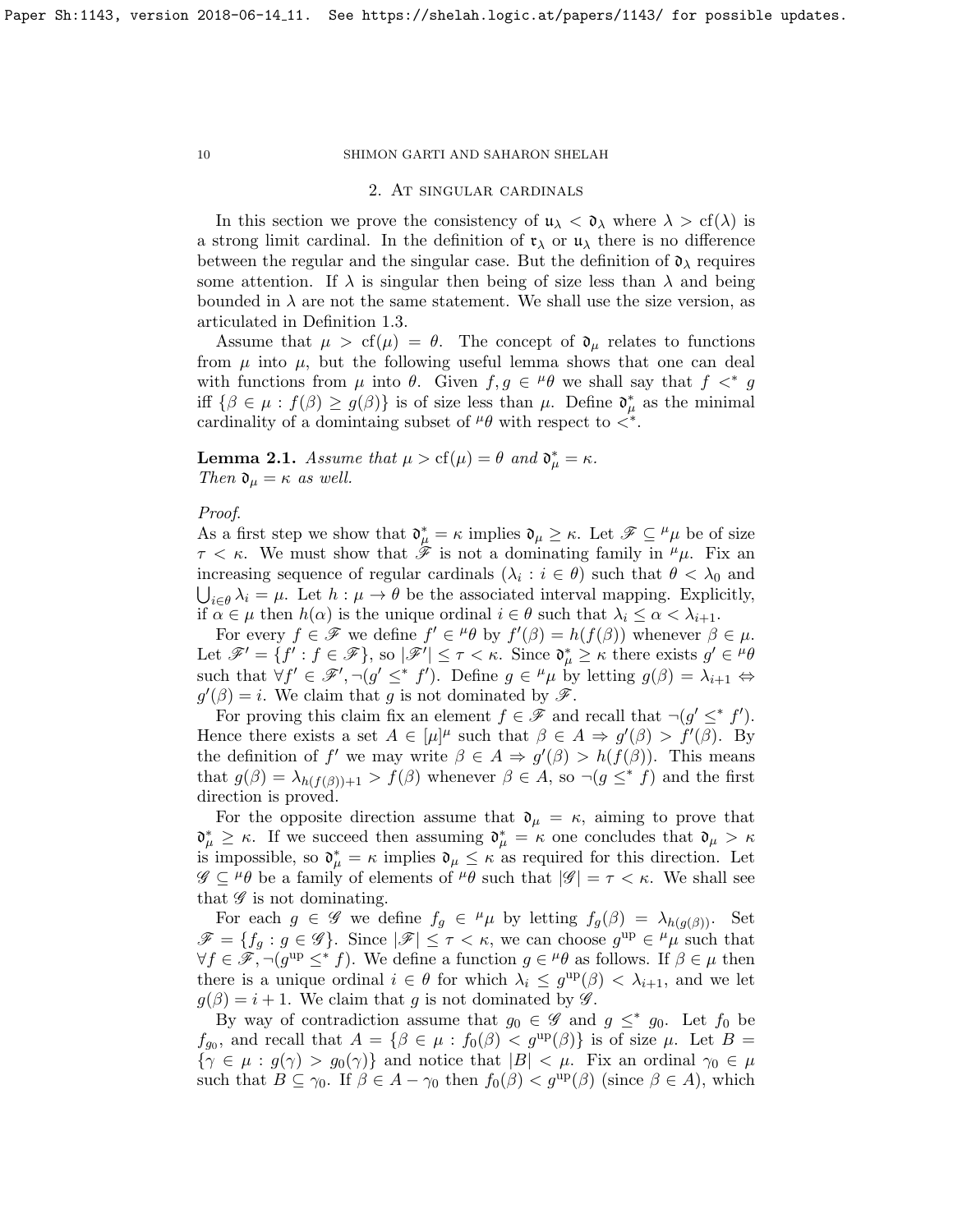## 2. At singular cardinals

In this section we prove the consistency of $\mathfrak{u}_\lambda < \mathfrak{d}_\lambda$ where $\lambda > \mathrm{cf}(\lambda)$ is a strong limit cardinal. In the definition of $\mathfrak{r}_\lambda$ or $\mathfrak{u}_\lambda$ there is no difference between the regular and the singular case. But the definition of $\mathfrak{d}_\lambda$ requires some attention. If $\lambda$ is singular then being of size less than $\lambda$ and being bounded in $\lambda$ are not the same statement. We shall use the size version, as articulated in Definition 1.3.

Assume that $\mu > \mathrm{cf}(\mu) = \theta$. The concept of $\mathfrak{d}_\mu$ relates to functions from $\mu$ into $\mu$, but the following useful lemma shows that one can deal with functions from $\mu$ into $\theta$. Given $f, g \in {}^\mu\theta$ we shall say that $f <^* g$ iff $\{\beta \in \mu : f(\beta) \geq g(\beta)\}$ is of size less than $\mu$. Define $\mathfrak{d}^*_\mu$ as the minimal cardinality of a domintaing subset of ${}^\mu\theta$ with respect to $<^*$.

**Lemma 2.1.** *Assume that $\mu > \mathrm{cf}(\mu) = \theta$ and $\mathfrak{d}^*_\mu = \kappa$. Then $\mathfrak{d}_\mu = \kappa$ as well.*

*Proof.*
As a first step we show that $\mathfrak{d}^*_\mu = \kappa$ implies $\mathfrak{d}_\mu \geq \kappa$. Let $\mathscr{F} \subseteq {}^\mu\mu$ be of size $\tau < \kappa$. We must show that $\mathscr{F}$ is not a dominating family in ${}^\mu\mu$. Fix an increasing sequence of regular cardinals $(\lambda_i : i \in \theta)$ such that $\theta < \lambda_0$ and $\bigcup_{i\in\theta} \lambda_i = \mu$. Let $h : \mu \to \theta$ be the associated interval mapping. Explicitly, if $\alpha \in \mu$ then $h(\alpha)$ is the unique ordinal $i \in \theta$ such that $\lambda_i \leq \alpha < \lambda_{i+1}$.

For every $f \in \mathscr{F}$ we define $f' \in {}^\mu\theta$ by $f'(\beta) = h(f(\beta))$ whenever $\beta \in \mu$. Let $\mathscr{F}' = \{f' : f \in \mathscr{F}\}$, so $|\mathscr{F}'| \leq \tau < \kappa$. Since $\mathfrak{d}^*_\mu \geq \kappa$ there exists $g' \in {}^\mu\theta$ such that $\forall f' \in \mathscr{F}', \neg(g' \leq^* f')$. Define $g \in {}^\mu\mu$ by letting $g(\beta) = \lambda_{i+1} \Leftrightarrow g'(\beta) = i$. We claim that $g$ is not dominated by $\mathscr{F}$.

For proving this claim fix an element $f \in \mathscr{F}$ and recall that $\neg(g' \leq^* f')$. Hence there exists a set $A \in [\mu]^\mu$ such that $\beta \in A \Rightarrow g'(\beta) > f'(\beta)$. By the definition of $f'$ we may write $\beta \in A \Rightarrow g'(\beta) > h(f(\beta))$. This means that $g(\beta) = \lambda_{h(f(\beta))+1} > f(\beta)$ whenever $\beta \in A$, so $\neg(g \leq^* f)$ and the first direction is proved.

For the opposite direction assume that $\mathfrak{d}_\mu = \kappa$, aiming to prove that $\mathfrak{d}^*_\mu \geq \kappa$. If we succeed then assuming $\mathfrak{d}^*_\mu = \kappa$ one concludes that $\mathfrak{d}_\mu > \kappa$ is impossible, so $\mathfrak{d}^*_\mu = \kappa$ implies $\mathfrak{d}_\mu \leq \kappa$ as required for this direction. Let $\mathscr{G} \subseteq {}^\mu\theta$ be a family of elements of ${}^\mu\theta$ such that $|\mathscr{G}| = \tau < \kappa$. We shall see that $\mathscr{G}$ is not dominating.

For each $g \in \mathscr{G}$ we define $f_g \in {}^\mu\mu$ by letting $f_g(\beta) = \lambda_{h(g(\beta))}$. Set $\mathscr{F} = \{f_g : g \in \mathscr{G}\}$. Since $|\mathscr{F}| \leq \tau < \kappa$, we can choose $g^{\mathrm{up}} \in {}^\mu\mu$ such that $\forall f \in \mathscr{F}, \neg(g^{\mathrm{up}} \leq^* f)$. We define a function $g \in {}^\mu\theta$ as follows. If $\beta \in \mu$ then there is a unique ordinal $i \in \theta$ for which $\lambda_i \leq g^{\mathrm{up}}(\beta) < \lambda_{i+1}$, and we let $g(\beta) = i + 1$. We claim that $g$ is not dominated by $\mathscr{G}$.

By way of contradiction assume that $g_0 \in \mathscr{G}$ and $g \leq^* g_0$. Let $f_0$ be $f_{g_0}$, and recall that $A = \{\beta \in \mu : f_0(\beta) < g^{\mathrm{up}}(\beta)\}$ is of size $\mu$. Let $B = \{\gamma \in \mu : g(\gamma) > g_0(\gamma)\}$ and notice that $|B| < \mu$. Fix an ordinal $\gamma_0 \in \mu$ such that $B \subseteq \gamma_0$. If $\beta \in A - \gamma_0$ then $f_0(\beta) < g^{\mathrm{up}}(\beta)$ (since $\beta \in A$), which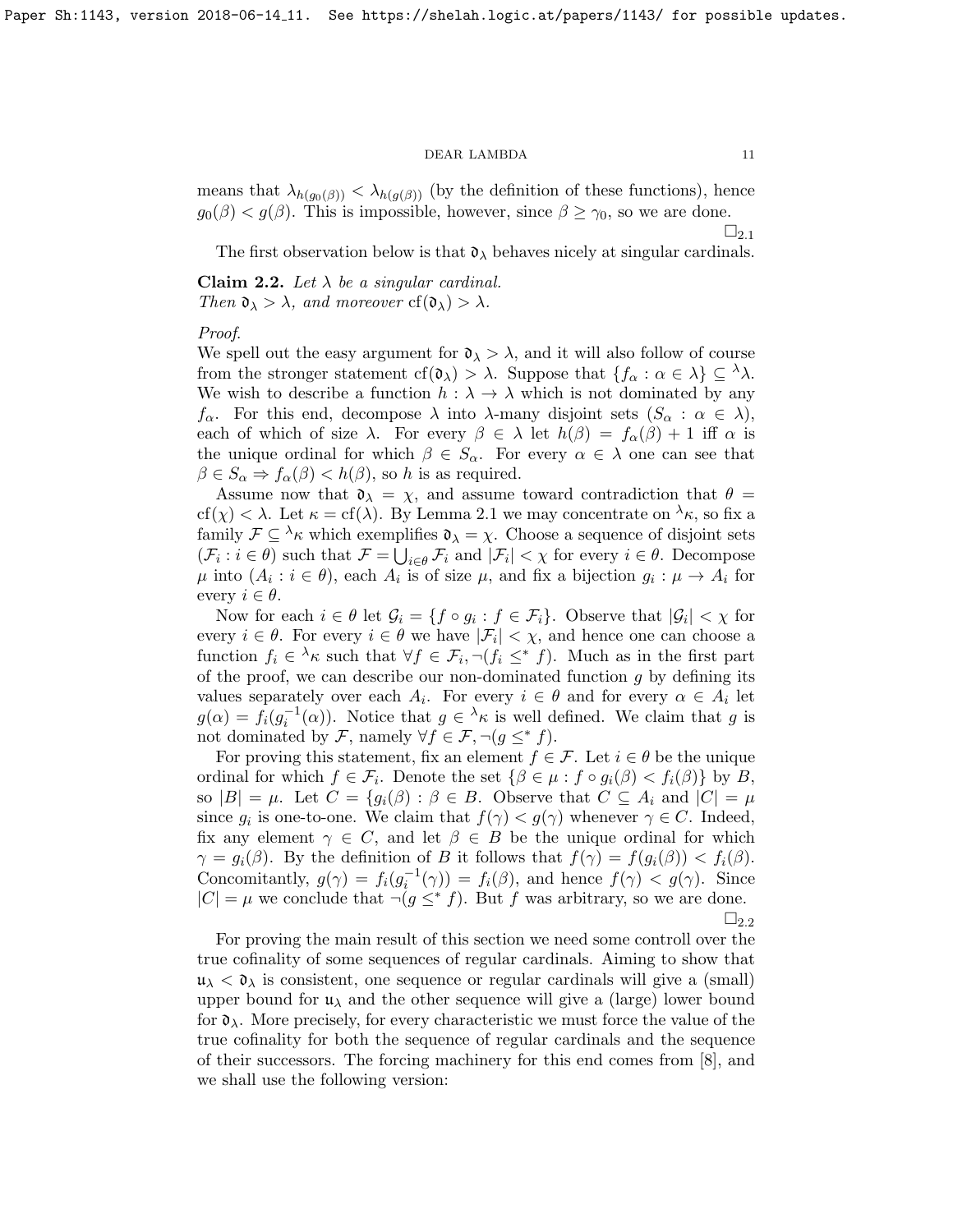means that $\lambda_{h(g_0(\beta))} < \lambda_{h(g(\beta))}$ (by the definition of these functions), hence $g_0(\beta) < g(\beta)$. This is impossible, however, since $\beta \geq \gamma_0$, so we are done. $\square_{2.1}$

The first observation below is that $\mathfrak{d}_\lambda$ behaves nicely at singular cardinals.

**Claim 2.2.** *Let $\lambda$ be a singular cardinal. Then $\mathfrak{d}_\lambda > \lambda$, and moreover $\mathrm{cf}(\mathfrak{d}_\lambda) > \lambda$.*

*Proof.*
We spell out the easy argument for $\mathfrak{d}_\lambda > \lambda$, and it will also follow of course from the stronger statement $\mathrm{cf}(\mathfrak{d}_\lambda) > \lambda$. Suppose that $\{f_\alpha : \alpha \in \lambda\} \subseteq {}^\lambda\lambda$. We wish to describe a function $h : \lambda \to \lambda$ which is not dominated by any $f_\alpha$. For this end, decompose $\lambda$ into $\lambda$-many disjoint sets $(S_\alpha : \alpha \in \lambda)$, each of which of size $\lambda$. For every $\beta \in \lambda$ let $h(\beta) = f_\alpha(\beta) + 1$ iff $\alpha$ is the unique ordinal for which $\beta \in S_\alpha$. For every $\alpha \in \lambda$ one can see that $\beta \in S_\alpha \Rightarrow f_\alpha(\beta) < h(\beta)$, so $h$ is as required.

Assume now that $\mathfrak{d}_\lambda = \chi$, and assume toward contradiction that $\theta = \mathrm{cf}(\chi) < \lambda$. Let $\kappa = \mathrm{cf}(\lambda)$. By Lemma 2.1 we may concentrate on ${}^\lambda\kappa$, so fix a family $\mathcal{F} \subseteq {}^\lambda\kappa$ which exemplifies $\mathfrak{d}_\lambda = \chi$. Choose a sequence of disjoint sets $(\mathcal{F}_i : i \in \theta)$ such that $\mathcal{F} = \bigcup_{i\in\theta} \mathcal{F}_i$ and $|\mathcal{F}_i| < \chi$ for every $i \in \theta$. Decompose $\mu$ into $(A_i : i \in \theta)$, each $A_i$ is of size $\mu$, and fix a bijection $g_i : \mu \to A_i$ for every $i \in \theta$.

Now for each $i \in \theta$ let $\mathcal{G}_i = \{f \circ g_i : f \in \mathcal{F}_i\}$. Observe that $|\mathcal{G}_i| < \chi$ for every $i \in \theta$. For every $i \in \theta$ we have $|\mathcal{F}_i| < \chi$, and hence one can choose a function $f_i \in {}^\lambda\kappa$ such that $\forall f \in \mathcal{F}_i, \neg(f_i \leq^* f)$. Much as in the first part of the proof, we can describe our non-dominated function $g$ by defining its values separately over each $A_i$. For every $i \in \theta$ and for every $\alpha \in A_i$ let $g(\alpha) = f_i(g_i^{-1}(\alpha))$. Notice that $g \in {}^\lambda\kappa$ is well defined. We claim that $g$ is not dominated by $\mathcal{F}$, namely $\forall f \in \mathcal{F}, \neg(g \leq^* f)$.

For proving this statement, fix an element $f \in \mathcal{F}$. Let $i \in \theta$ be the unique ordinal for which $f \in \mathcal{F}_i$. Denote the set $\{\beta \in \mu : f \circ g_i(\beta) < f_i(\beta)\}$ by $B$, so $|B| = \mu$. Let $C = \{g_i(\beta) : \beta \in B\}$. Observe that $C \subseteq A_i$ and $|C| = \mu$ since $g_i$ is one-to-one. We claim that $f(\gamma) < g(\gamma)$ whenever $\gamma \in C$. Indeed, fix any element $\gamma \in C$, and let $\beta \in B$ be the unique ordinal for which $\gamma = g_i(\beta)$. By the definition of $B$ it follows that $f(\gamma) = f(g_i(\beta)) < f_i(\beta)$. Concomitantly, $g(\gamma) = f_i(g_i^{-1}(\gamma)) = f_i(\beta)$, and hence $f(\gamma) < g(\gamma)$. Since $|C| = \mu$ we conclude that $\neg(g \leq^* f)$. But $f$ was arbitrary, so we are done. $\square_{2.2}$

For proving the main result of this section we need some controll over the true cofinality of some sequences of regular cardinals. Aiming to show that $\mathfrak{u}_\lambda < \mathfrak{d}_\lambda$ is consistent, one sequence or regular cardinals will give a (small) upper bound for $\mathfrak{u}_\lambda$ and the other sequence will give a (large) lower bound for $\mathfrak{d}_\lambda$. More precisely, for every characteristic we must force the value of the true cofinality for both the sequence of regular cardinals and the sequence of their successors. The forcing machinery for this end comes from [8], and we shall use the following version: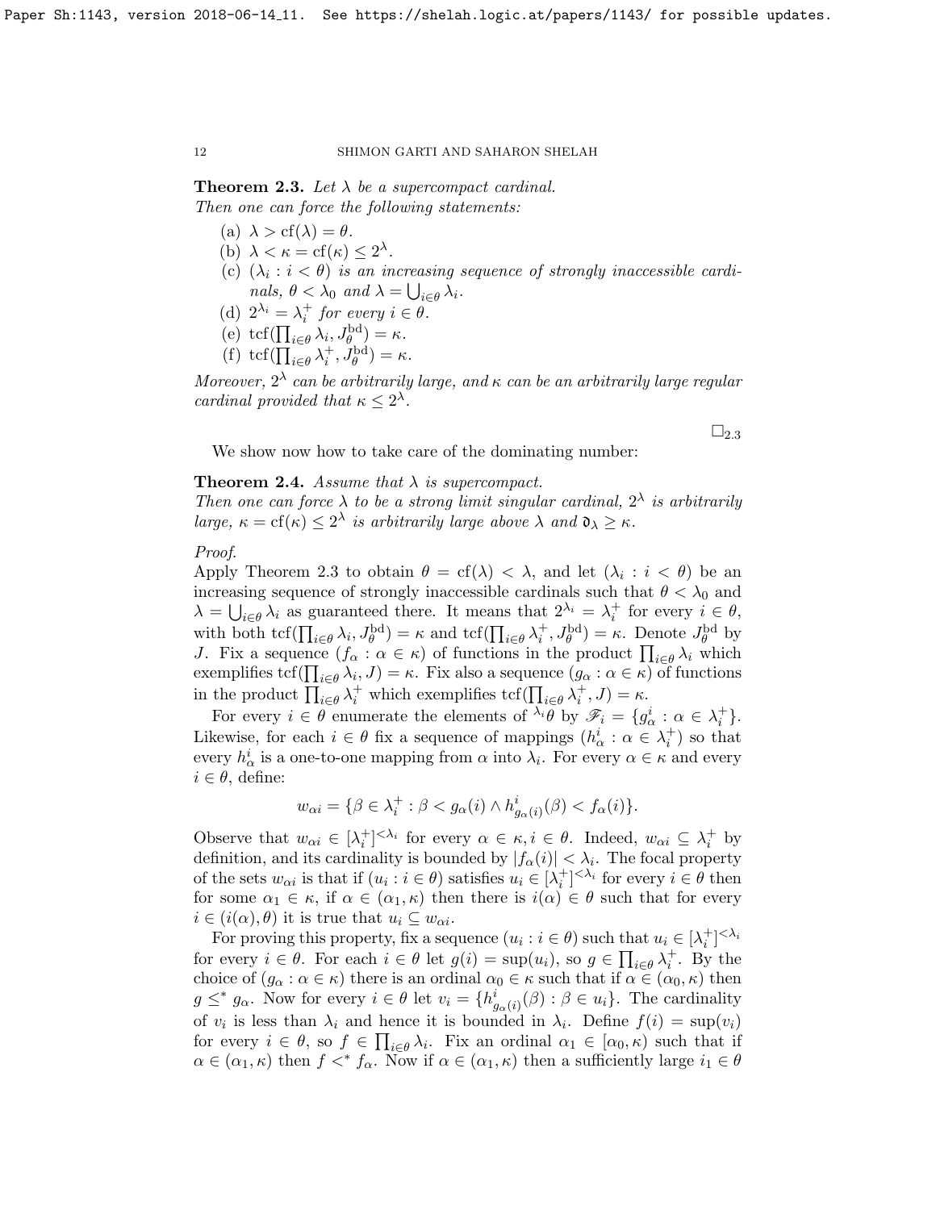**Theorem 2.3.** *Let $\lambda$ be a supercompact cardinal.*
*Then one can force the following statements:*

- (a) $\lambda > \mathrm{cf}(\lambda) = \theta$.
- (b) $\lambda < \kappa = \mathrm{cf}(\kappa) \leq 2^\lambda$.
- (c) $(\lambda_i : i < \theta)$ *is an increasing sequence of strongly inaccessible cardinals,* $\theta < \lambda_0$ *and* $\lambda = \bigcup_{i\in\theta} \lambda_i$.
- (d) $2^{\lambda_i} = \lambda_i^+$ *for every* $i \in \theta$.
- (e) $\mathrm{tcf}(\prod_{i\in\theta} \lambda_i, J_\theta^{\mathrm{bd}}) = \kappa$.
- (f) $\mathrm{tcf}(\prod_{i\in\theta} \lambda_i^+, J_\theta^{\mathrm{bd}}) = \kappa$.

*Moreover,* $2^\lambda$ *can be arbitrarily large, and* $\kappa$ *can be an arbitrarily large regular cardinal provided that* $\kappa \leq 2^\lambda$.

$\square_{2.3}$

We show now how to take care of the dominating number:

**Theorem 2.4.** *Assume that $\lambda$ is supercompact.*
*Then one can force $\lambda$ to be a strong limit singular cardinal, $2^\lambda$ is arbitrarily large, $\kappa = \mathrm{cf}(\kappa) \leq 2^\lambda$ is arbitrarily large above $\lambda$ and $\mathfrak{d}_\lambda \geq \kappa$.*

*Proof.*
Apply Theorem 2.3 to obtain $\theta = \mathrm{cf}(\lambda) < \lambda$, and let $(\lambda_i : i < \theta)$ be an increasing sequence of strongly inaccessible cardinals such that $\theta < \lambda_0$ and $\lambda = \bigcup_{i\in\theta} \lambda_i$ as guaranteed there. It means that $2^{\lambda_i} = \lambda_i^+$ for every $i \in \theta$, with both $\mathrm{tcf}(\prod_{i\in\theta} \lambda_i, J_\theta^{\mathrm{bd}}) = \kappa$ and $\mathrm{tcf}(\prod_{i\in\theta} \lambda_i^+, J_\theta^{\mathrm{bd}}) = \kappa$. Denote $J_\theta^{\mathrm{bd}}$ by $J$. Fix a sequence $(f_\alpha : \alpha \in \kappa)$ of functions in the product $\prod_{i\in\theta} \lambda_i$ which exemplifies $\mathrm{tcf}(\prod_{i\in\theta} \lambda_i, J) = \kappa$. Fix also a sequence $(g_\alpha : \alpha \in \kappa)$ of functions in the product $\prod_{i\in\theta} \lambda_i^+$ which exemplifies $\mathrm{tcf}(\prod_{i\in\theta} \lambda_i^+, J) = \kappa$.

For every $i \in \theta$ enumerate the elements of ${}^{\lambda_i}\theta$ by $\mathscr{F}_i = \{g_\alpha^i : \alpha \in \lambda_i^+\}$. Likewise, for each $i \in \theta$ fix a sequence of mappings $(h_\alpha^i : \alpha \in \lambda_i^+)$ so that every $h_\alpha^i$ is a one-to-one mapping from $\alpha$ into $\lambda_i$. For every $\alpha \in \kappa$ and every $i \in \theta$, define:

$$w_{\alpha i} = \{\beta \in \lambda_i^+ : \beta < g_\alpha(i) \wedge h_{g_\alpha(i)}^i(\beta) < f_\alpha(i)\}.$$

Observe that $w_{\alpha i} \in [\lambda_i^+]^{<\lambda_i}$ for every $\alpha \in \kappa, i \in \theta$. Indeed, $w_{\alpha i} \subseteq \lambda_i^+$ by definition, and its cardinality is bounded by $|f_\alpha(i)| < \lambda_i$. The focal property of the sets $w_{\alpha i}$ is that if $(u_i : i \in \theta)$ satisfies $u_i \in [\lambda_i^+]^{<\lambda_i}$ for every $i \in \theta$ then for some $\alpha_1 \in \kappa$, if $\alpha \in (\alpha_1, \kappa)$ then there is $i(\alpha) \in \theta$ such that for every $i \in (i(\alpha), \theta)$ it is true that $u_i \subseteq w_{\alpha i}$.

For proving this property, fix a sequence $(u_i : i \in \theta)$ such that $u_i \in [\lambda_i^+]^{<\lambda_i}$ for every $i \in \theta$. For each $i \in \theta$ let $g(i) = \sup(u_i)$, so $g \in \prod_{i\in\theta} \lambda_i^+$. By the choice of $(g_\alpha : \alpha \in \kappa)$ there is an ordinal $\alpha_0 \in \kappa$ such that if $\alpha \in (\alpha_0, \kappa)$ then $g \leq^* g_\alpha$. Now for every $i \in \theta$ let $v_i = \{h_{g_\alpha(i)}^i(\beta) : \beta \in u_i\}$. The cardinality of $v_i$ is less than $\lambda_i$ and hence it is bounded in $\lambda_i$. Define $f(i) = \sup(v_i)$ for every $i \in \theta$, so $f \in \prod_{i\in\theta} \lambda_i$. Fix an ordinal $\alpha_1 \in [\alpha_0, \kappa)$ such that if $\alpha \in (\alpha_1, \kappa)$ then $f <^* f_\alpha$. Now if $\alpha \in (\alpha_1, \kappa)$ then a sufficiently large $i_1 \in \theta$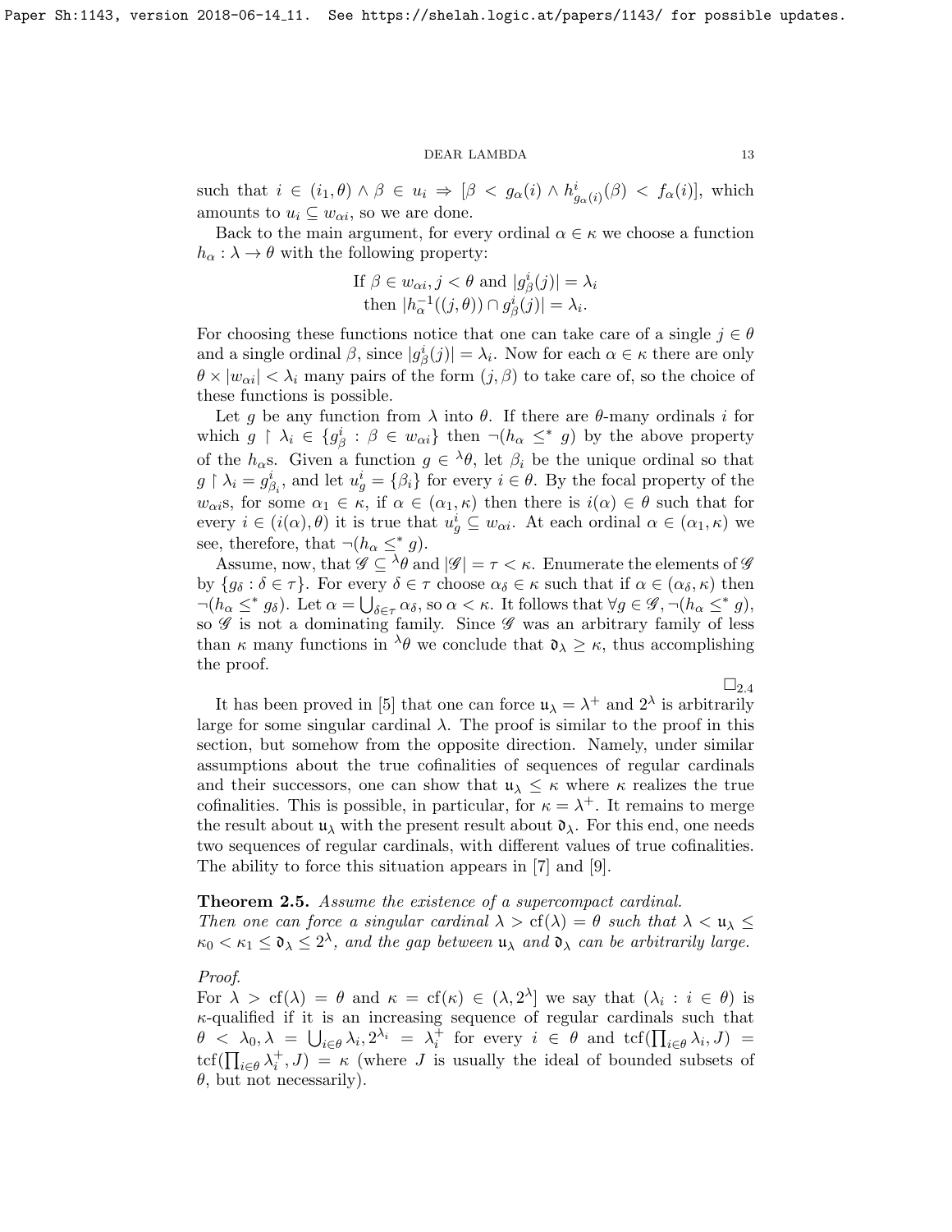such that $i \in (i_1, \theta) \wedge \beta \in u_i \Rightarrow [\beta < g_\alpha(i) \wedge h^i_{g_\alpha(i)}(\beta) < f_\alpha(i)]$, which amounts to $u_i \subseteq w_{\alpha i}$, so we are done.

Back to the main argument, for every ordinal $\alpha \in \kappa$ we choose a function $h_\alpha : \lambda \to \theta$ with the following property:

$$\text{If } \beta \in w_{\alpha i}, j < \theta \text{ and } |g^i_\beta(j)| = \lambda_i$$
$$\text{then } |h^{-1}_\alpha((j, \theta)) \cap g^i_\beta(j)| = \lambda_i.$$

For choosing these functions notice that one can take care of a single $j \in \theta$ and a single ordinal $\beta$, since $|g^i_\beta(j)| = \lambda_i$. Now for each $\alpha \in \kappa$ there are only $\theta \times |w_{\alpha i}| < \lambda_i$ many pairs of the form $(j, \beta)$ to take care of, so the choice of these functions is possible.

Let $g$ be any function from $\lambda$ into $\theta$. If there are $\theta$-many ordinals $i$ for which $g \restriction \lambda_i \in \{g^i_\beta : \beta \in w_{\alpha i}\}$ then $\neg(h_\alpha \leq^* g)$ by the above property of the $h_\alpha$s. Given a function $g \in {}^\lambda\theta$, let $\beta_i$ be the unique ordinal so that $g \restriction \lambda_i = g^i_{\beta_i}$, and let $u^i_g = \{\beta_i\}$ for every $i \in \theta$. By the focal property of the $w_{\alpha i}$s, for some $\alpha_1 \in \kappa$, if $\alpha \in (\alpha_1, \kappa)$ then there is $i(\alpha) \in \theta$ such that for every $i \in (i(\alpha), \theta)$ it is true that $u^i_g \subseteq w_{\alpha i}$. At each ordinal $\alpha \in (\alpha_1, \kappa)$ we see, therefore, that $\neg(h_\alpha \leq^* g)$.

Assume, now, that $\mathscr{G} \subseteq {}^\lambda\theta$ and $|\mathscr{G}| = \tau < \kappa$. Enumerate the elements of $\mathscr{G}$ by $\{g_\delta : \delta \in \tau\}$. For every $\delta \in \tau$ choose $\alpha_\delta \in \kappa$ such that if $\alpha \in (\alpha_\delta, \kappa)$ then $\neg(h_\alpha \leq^* g_\delta)$. Let $\alpha = \bigcup_{\delta \in \tau} \alpha_\delta$, so $\alpha < \kappa$. It follows that $\forall g \in \mathscr{G}, \neg(h_\alpha \leq^* g)$, so $\mathscr{G}$ is not a dominating family. Since $\mathscr{G}$ was an arbitrary family of less than $\kappa$ many functions in ${}^\lambda\theta$ we conclude that $\mathfrak{d}_\lambda \geq \kappa$, thus accomplishing the proof.

$\square_{2.4}$

It has been proved in [5] that one can force $\mathfrak{u}_\lambda = \lambda^+$ and $2^\lambda$ is arbitrarily large for some singular cardinal $\lambda$. The proof is similar to the proof in this section, but somehow from the opposite direction. Namely, under similar assumptions about the true cofinalities of sequences of regular cardinals and their successors, one can show that $\mathfrak{u}_\lambda \leq \kappa$ where $\kappa$ realizes the true cofinalities. This is possible, in particular, for $\kappa = \lambda^+$. It remains to merge the result about $\mathfrak{u}_\lambda$ with the present result about $\mathfrak{d}_\lambda$. For this end, one needs two sequences of regular cardinals, with different values of true cofinalities. The ability to force this situation appears in [7] and [9].

**Theorem 2.5.** *Assume the existence of a supercompact cardinal. Then one can force a singular cardinal $\lambda > \mathrm{cf}(\lambda) = \theta$ such that $\lambda < \mathfrak{u}_\lambda \leq \kappa_0 < \kappa_1 \leq \mathfrak{d}_\lambda \leq 2^\lambda$, and the gap between $\mathfrak{u}_\lambda$ and $\mathfrak{d}_\lambda$ can be arbitrarily large.*

*Proof.*
For $\lambda > \mathrm{cf}(\lambda) = \theta$ and $\kappa = \mathrm{cf}(\kappa) \in (\lambda, 2^\lambda]$ we say that $(\lambda_i : i \in \theta)$ is $\kappa$-qualified if it is an increasing sequence of regular cardinals such that $\theta < \lambda_0, \lambda = \bigcup_{i \in \theta} \lambda_i, 2^{\lambda_i} = \lambda_i^+$ for every $i \in \theta$ and $\mathrm{tcf}(\prod_{i \in \theta} \lambda_i, J) = \mathrm{tcf}(\prod_{i \in \theta} \lambda_i^+, J) = \kappa$ (where $J$ is usually the ideal of bounded subsets of $\theta$, but not necessarily).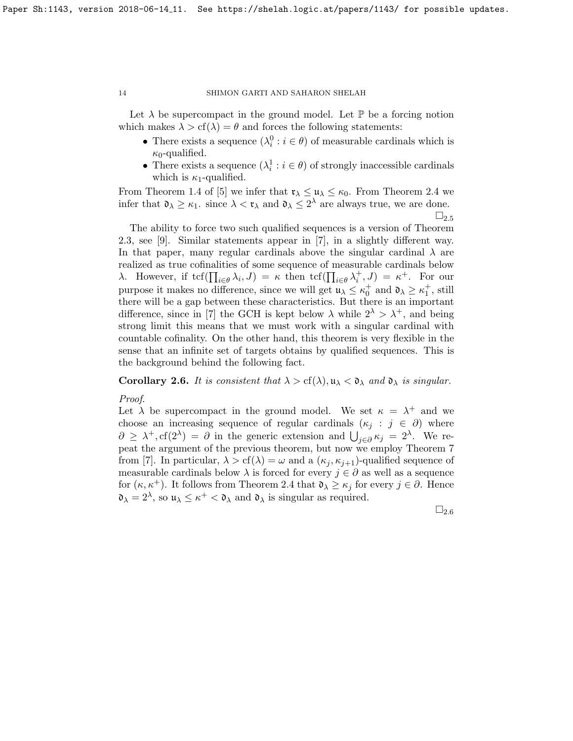Let $\lambda$ be supercompact in the ground model. Let $\mathbb{P}$ be a forcing notion which makes $\lambda > \mathrm{cf}(\lambda) = \theta$ and forces the following statements:

- There exists a sequence $(\lambda_i^0 : i \in \theta)$ of measurable cardinals which is $\kappa_0$-qualified.
- There exists a sequence $(\lambda_i^1 : i \in \theta)$ of strongly inaccessible cardinals which is $\kappa_1$-qualified.

From Theorem 1.4 of [5] we infer that $\mathfrak{r}_\lambda \leq \mathfrak{u}_\lambda \leq \kappa_0$. From Theorem 2.4 we infer that $\mathfrak{d}_\lambda \geq \kappa_1$. since $\lambda < \mathfrak{r}_\lambda$ and $\mathfrak{d}_\lambda \leq 2^\lambda$ are always true, we are done.

$\square_{2.5}$

The ability to force two such qualified sequences is a version of Theorem 2.3, see [9]. Similar statements appear in [7], in a slightly different way. In that paper, many regular cardinals above the singular cardinal $\lambda$ are realized as true cofinalities of some sequence of measurable cardinals below $\lambda$. However, if $\mathrm{tcf}(\prod_{i\in\theta} \lambda_i, J) = \kappa$ then $\mathrm{tcf}(\prod_{i\in\theta} \lambda_i^+, J) = \kappa^+$. For our purpose it makes no difference, since we will get $\mathfrak{u}_\lambda \leq \kappa_0^+$ and $\mathfrak{d}_\lambda \geq \kappa_1^+$, still there will be a gap between these characteristics. But there is an important difference, since in [7] the GCH is kept below $\lambda$ while $2^\lambda > \lambda^+$, and being strong limit this means that we must work with a singular cardinal with countable cofinality. On the other hand, this theorem is very flexible in the sense that an infinite set of targets obtains by qualified sequences. This is the background behind the following fact.

**Corollary 2.6.** *It is consistent that $\lambda > \mathrm{cf}(\lambda), \mathfrak{u}_\lambda < \mathfrak{d}_\lambda$ and $\mathfrak{d}_\lambda$ is singular.*

*Proof.*
Let $\lambda$ be supercompact in the ground model. We set $\kappa = \lambda^+$ and we choose an increasing sequence of regular cardinals $(\kappa_j : j \in \partial)$ where $\partial \geq \lambda^+, \mathrm{cf}(2^\lambda) = \partial$ in the generic extension and $\bigcup_{j\in\partial} \kappa_j = 2^\lambda$. We repeat the argument of the previous theorem, but now we employ Theorem 7 from [7]. In particular, $\lambda > \mathrm{cf}(\lambda) = \omega$ and a $(\kappa_j, \kappa_{j+1})$-qualified sequence of measurable cardinals below $\lambda$ is forced for every $j \in \partial$ as well as a sequence for $(\kappa, \kappa^+)$. It follows from Theorem 2.4 that $\mathfrak{d}_\lambda \geq \kappa_j$ for every $j \in \partial$. Hence $\mathfrak{d}_\lambda = 2^\lambda$, so $\mathfrak{u}_\lambda \leq \kappa^+ < \mathfrak{d}_\lambda$ and $\mathfrak{d}_\lambda$ is singular as required.

$\square_{2.6}$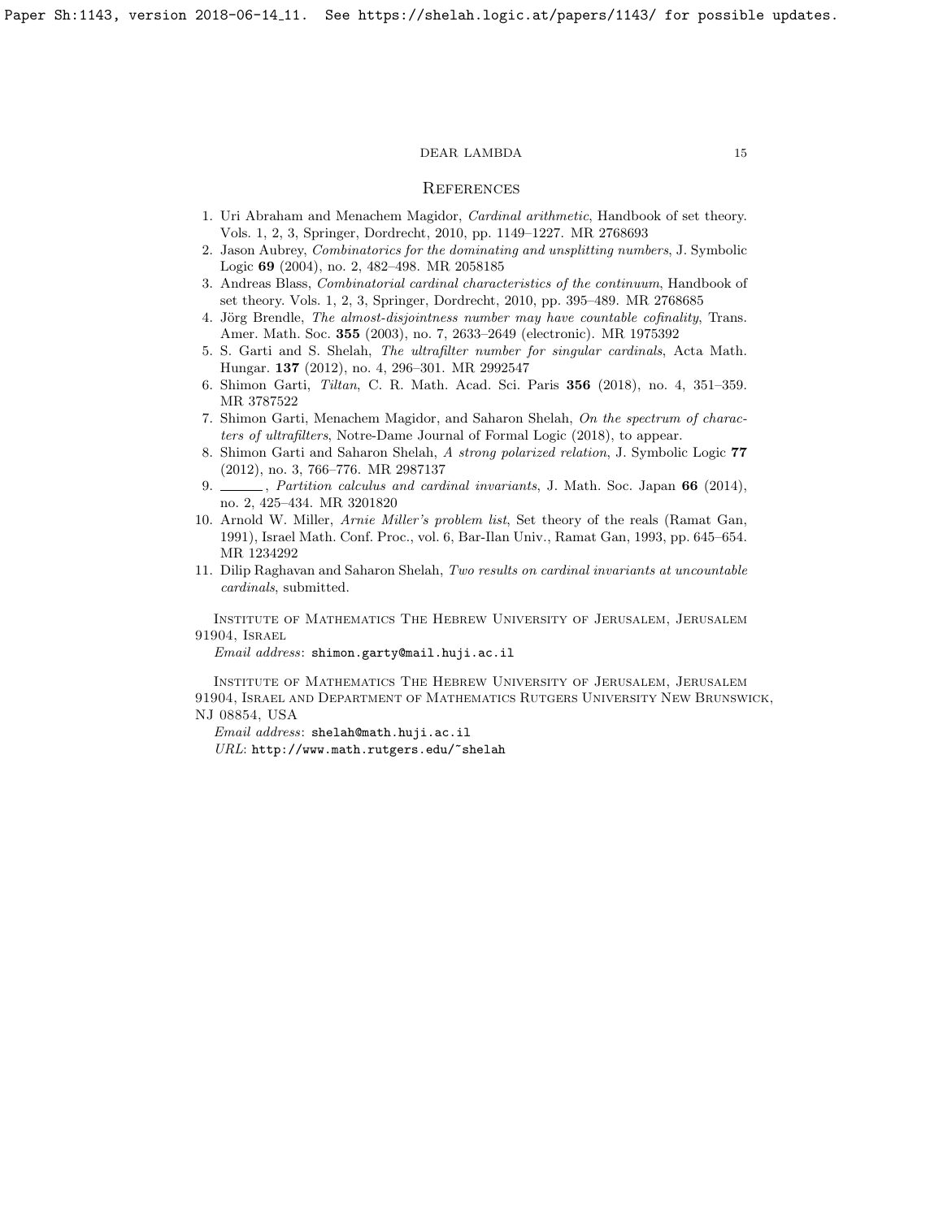## References

1. Uri Abraham and Menachem Magidor, *Cardinal arithmetic*, Handbook of set theory. Vols. 1, 2, 3, Springer, Dordrecht, 2010, pp. 1149–1227. MR 2768693
2. Jason Aubrey, *Combinatorics for the dominating and unsplitting numbers*, J. Symbolic Logic **69** (2004), no. 2, 482–498. MR 2058185
3. Andreas Blass, *Combinatorial cardinal characteristics of the continuum*, Handbook of set theory. Vols. 1, 2, 3, Springer, Dordrecht, 2010, pp. 395–489. MR 2768685
4. Jörg Brendle, *The almost-disjointness number may have countable cofinality*, Trans. Amer. Math. Soc. **355** (2003), no. 7, 2633–2649 (electronic). MR 1975392
5. S. Garti and S. Shelah, *The ultrafilter number for singular cardinals*, Acta Math. Hungar. **137** (2012), no. 4, 296–301. MR 2992547
6. Shimon Garti, *Tiltan*, C. R. Math. Acad. Sci. Paris **356** (2018), no. 4, 351–359. MR 3787522
7. Shimon Garti, Menachem Magidor, and Saharon Shelah, *On the spectrum of characters of ultrafilters*, Notre-Dame Journal of Formal Logic (2018), to appear.
8. Shimon Garti and Saharon Shelah, *A strong polarized relation*, J. Symbolic Logic **77** (2012), no. 3, 766–776. MR 2987137
9. ______, *Partition calculus and cardinal invariants*, J. Math. Soc. Japan **66** (2014), no. 2, 425–434. MR 3201820
10. Arnold W. Miller, *Arnie Miller's problem list*, Set theory of the reals (Ramat Gan, 1991), Israel Math. Conf. Proc., vol. 6, Bar-Ilan Univ., Ramat Gan, 1993, pp. 645–654. MR 1234292
11. Dilip Raghavan and Saharon Shelah, *Two results on cardinal invariants at uncountable cardinals*, submitted.

Institute of Mathematics The Hebrew University of Jerusalem, Jerusalem 91904, Israel

*Email address*: shimon.garty@mail.huji.ac.il

Institute of Mathematics The Hebrew University of Jerusalem, Jerusalem 91904, Israel and Department of Mathematics Rutgers University New Brunswick, NJ 08854, USA

*Email address*: shelah@math.huji.ac.il

*URL*: http://www.math.rutgers.edu/~shelah